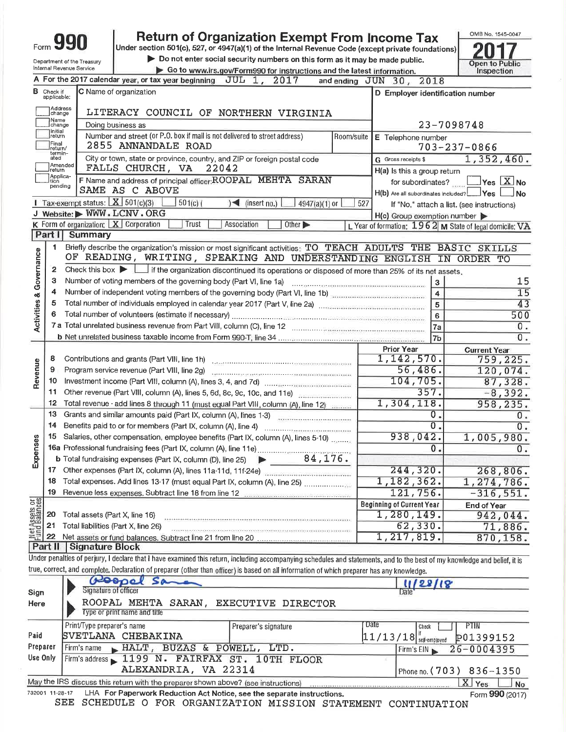Form **990**

# Return of Organization Exempt From Income Tax

Under section 501(c), 527, or 4947(a)(1) of the Internal Revenue Code (except private foundations)

▶ Do not enter social security numbers on this form as it may be made public.

▶ Go to www.irs.gov/Form990 for instructions and the latest information.

Department of the Treasury
Internal Revenue Service

OMB No. 1545-0047

**2017**

Open to Public Inspection

A For the 2017 calendar year, or tax year beginning JUL 1, 2017 and ending JUN 30, 2018

B Check if applicable: Address change, Name change, Initial return, Final return/terminated, Amended return, Application pending

C Name of organization: LITERACY COUNCIL OF NORTHERN VIRGINIA

Doing business as

Number and street (or P.O. box if mail is not delivered to street address): 2855 ANNANDALE ROAD — Room/suite

City or town, state or province, country, and ZIP or foreign postal code: FALLS CHURCH, VA 22042

D Employer identification number: 23-7098748

E Telephone number: 703-237-0866

G Gross receipts $ 1,352,460.

F Name and address of principal officer: ROOPAL MEHTA SARAN, SAME AS C ABOVE

H(a) Is this a group return for subordinates? ☐ Yes ☒ No

H(b) Are all subordinates included? ☐ Yes ☐ No — If "No," attach a list. (see instructions)

I Tax-exempt status: ☒ 501(c)(3) ☐ 501(c) ( ) ◀ (insert no.) ☐ 4947(a)(1) or ☐ 527

J Website: ▶ WWW.LCNV.ORG

H(c) Group exemption number ▶

K Form of organization: ☒ Corporation ☐ Trust ☐ Association ☐ Other ▶

L Year of formation: 1962 M State of legal domicile: VA

## Part I Summary

**Activities & Governance**

1 Briefly describe the organization's mission or most significant activities: TO TEACH ADULTS THE BASIC SKILLS OF READING, WRITING, SPEAKING AND UNDERSTANDING ENGLISH IN ORDER TO

2 Check this box ▶ ☐ if the organization discontinued its operations or disposed of more than 25% of its net assets.

| | | Line | |
|---|---|---|---|
| 3 | Number of voting members of the governing body (Part VI, line 1a) | 3 | 15 |
| 4 | Number of independent voting members of the governing body (Part VI, line 1b) | 4 | 15 |
| 5 | Total number of individuals employed in calendar year 2017 (Part V, line 2a) | 5 | 43 |
| 6 | Total number of volunteers (estimate if necessary) | 6 | 500 |
| 7a | Total unrelated business revenue from Part VIII, column (C), line 12 | 7a | 0. |
| b | Net unrelated business taxable income from Form 990-T, line 34 | 7b | 0. |

| | | | Prior Year | Current Year |
|---|---|---|---|---|
| Revenue | 8 | Contributions and grants (Part VIII, line 1h) | 1,142,570. | 759,225. |
| | 9 | Program service revenue (Part VIII, line 2g) | 56,486. | 120,074. |
| | 10 | Investment income (Part VIII, column (A), lines 3, 4, and 7d) | 104,705. | 87,328. |
| | 11 | Other revenue (Part VIII, column (A), lines 5, 6d, 8c, 9c, 10c, and 11e) | 357. | -8,392. |
| | 12 | Total revenue - add lines 8 through 11 (must equal Part VIII, column (A), line 12) | 1,304,118. | 958,235. |
| Expenses | 13 | Grants and similar amounts paid (Part IX, column (A), lines 1-3) | 0. | 0. |
| | 14 | Benefits paid to or for members (Part IX, column (A), line 4) | 0. | 0. |
| | 15 | Salaries, other compensation, employee benefits (Part IX, column (A), lines 5-10) | 938,042. | 1,005,980. |
| | 16a | Professional fundraising fees (Part IX, column (A), line 11e) | 0. | 0. |
| | b | Total fundraising expenses (Part IX, column (D), line 25) ▶ 84,176. | | |
| | 17 | Other expenses (Part IX, column (A), lines 11a-11d, 11f-24e) | 244,320. | 268,806. |
| | 18 | Total expenses. Add lines 13-17 (must equal Part IX, column (A), line 25) | 1,182,362. | 1,274,786. |
| | 19 | Revenue less expenses. Subtract line 18 from line 12 | 121,756. | -316,551. |

| | | | Beginning of Current Year | End of Year |
|---|---|---|---|---|
| Net Assets or Fund Balances | 20 | Total assets (Part X, line 16) | 1,280,149. | 942,044. |
| | 21 | Total liabilities (Part X, line 26) | 62,330. | 71,886. |
| | 22 | Net assets or fund balances. Subtract line 21 from line 20 | 1,217,819. | 870,158. |

## Part II Signature Block

Under penalties of perjury, I declare that I have examined this return, including accompanying schedules and statements, and to the best of my knowledge and belief, it is true, correct, and complete. Declaration of preparer (other than officer) is based on all information of which preparer has any knowledge.

**Sign Here**

Signature of officer: Roopal Saran — Date: 11/28/18

ROOPAL MEHTA SARAN, EXECUTIVE DIRECTOR
Type or print name and title

**Paid Preparer Use Only**

| Print/Type preparer's name | Preparer's signature | Date | Check ☐ if self-employed | PTIN |
|---|---|---|---|---|
| SVETLANA CHEBAKINA | | 11/13/18 | | P01399152 |

Firm's name ▶ HALT, BUZAS & POWELL, LTD. — Firm's EIN ▶ 26-0004395

Firm's address ▶ 1199 N. FAIRFAX ST. 10TH FLOOR, ALEXANDRIA, VA 22314 — Phone no. (703) 836-1350

May the IRS discuss this return with the preparer shown above? (see instructions) ☒ Yes ☐ No

732001 11-28-17 LHA For Paperwork Reduction Act Notice, see the separate instructions. Form **990** (2017)

SEE SCHEDULE O FOR ORGANIZATION MISSION STATEMENT CONTINUATION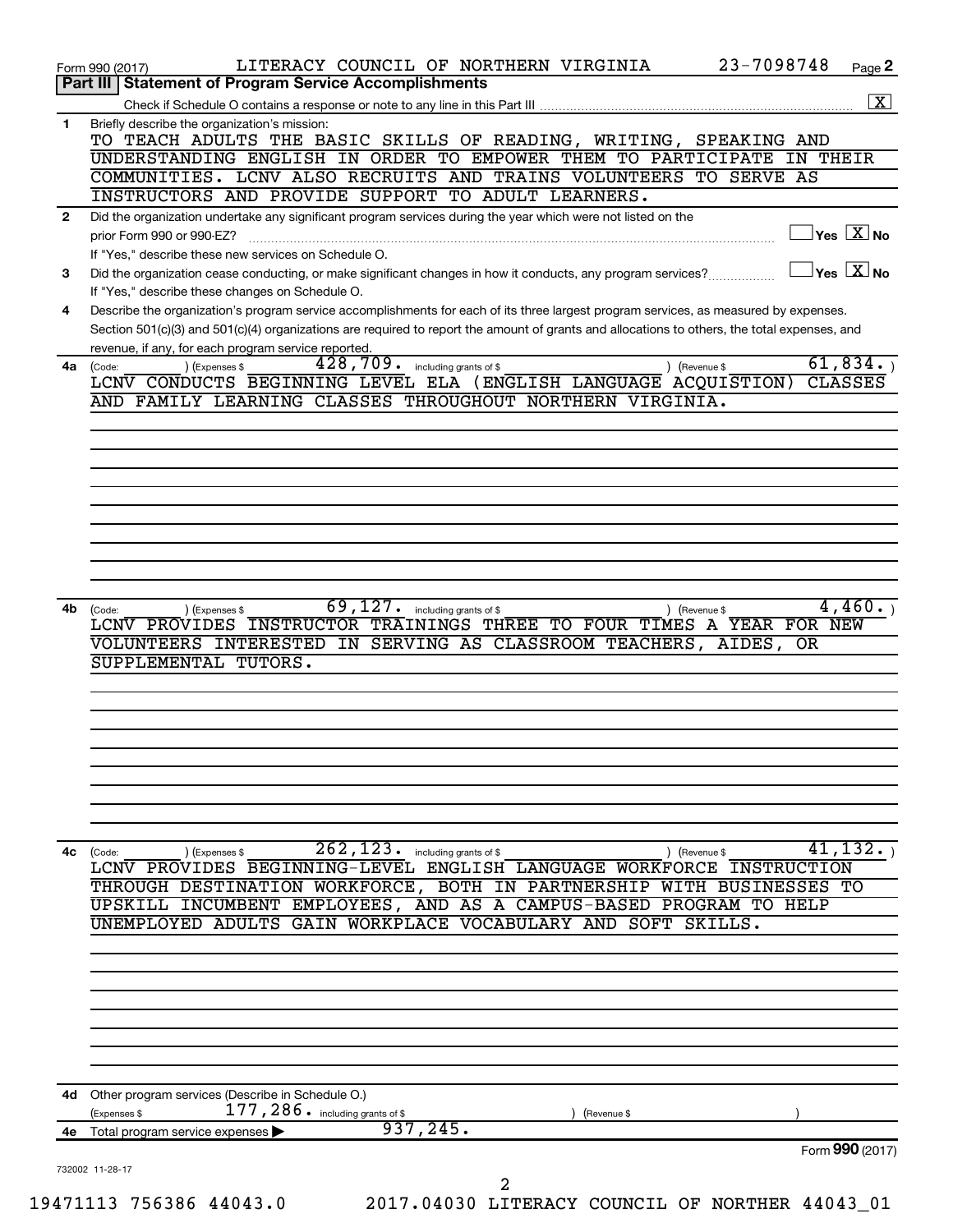Form 990 (2017) LITERACY COUNCIL OF NORTHERN VIRGINIA 23-7098748 Page 2

**Part III | Statement of Program Service Accomplishments**

Check if Schedule O contains a response or note to any line in this Part III ..... [X]

**1** Briefly describe the organization's mission:

TO TEACH ADULTS THE BASIC SKILLS OF READING, WRITING, SPEAKING AND UNDERSTANDING ENGLISH IN ORDER TO EMPOWER THEM TO PARTICIPATE IN THEIR COMMUNITIES. LCNV ALSO RECRUITS AND TRAINS VOLUNTEERS TO SERVE AS INSTRUCTORS AND PROVIDE SUPPORT TO ADULT LEARNERS.

**2** Did the organization undertake any significant program services during the year which were not listed on the prior Form 990 or 990-EZ? ..... [ ] Yes [X] No

If "Yes," describe these new services on Schedule O.

**3** Did the organization cease conducting, or make significant changes in how it conducts, any program services? ..... [ ] Yes [X] No

If "Yes," describe these changes on Schedule O.

**4** Describe the organization's program service accomplishments for each of its three largest program services, as measured by expenses. Section 501(c)(3) and 501(c)(4) organizations are required to report the amount of grants and allocations to others, the total expenses, and revenue, if any, for each program service reported.

**4a** (Code: ) (Expenses $ 428,709. including grants of $ ) (Revenue $ 61,834. )

LCNV CONDUCTS BEGINNING LEVEL ELA (ENGLISH LANGUAGE ACQUISTION) CLASSES AND FAMILY LEARNING CLASSES THROUGHOUT NORTHERN VIRGINIA.

**4b** (Code: ) (Expenses $ 69,127. including grants of $ ) (Revenue $ 4,460. )

LCNV PROVIDES INSTRUCTOR TRAININGS THREE TO FOUR TIMES A YEAR FOR NEW VOLUNTEERS INTERESTED IN SERVING AS CLASSROOM TEACHERS, AIDES, OR SUPPLEMENTAL TUTORS.

**4c** (Code: ) (Expenses $ 262,123. including grants of $ ) (Revenue $ 41,132. )

LCNV PROVIDES BEGINNING-LEVEL ENGLISH LANGUAGE WORKFORCE INSTRUCTION THROUGH DESTINATION WORKFORCE, BOTH IN PARTNERSHIP WITH BUSINESSES TO UPSKILL INCUMBENT EMPLOYEES, AND AS A CAMPUS-BASED PROGRAM TO HELP UNEMPLOYED ADULTS GAIN WORKPLACE VOCABULARY AND SOFT SKILLS.

**4d** Other program services (Describe in Schedule O.)

(Expenses $ 177,286. including grants of $ ) (Revenue $ )

**4e** Total program service expenses ▶ 937,245.

Form **990** (2017)

732002 11-28-17

19471113 756386 44043.0 2017.04030 LITERACY COUNCIL OF NORTHER 44043_01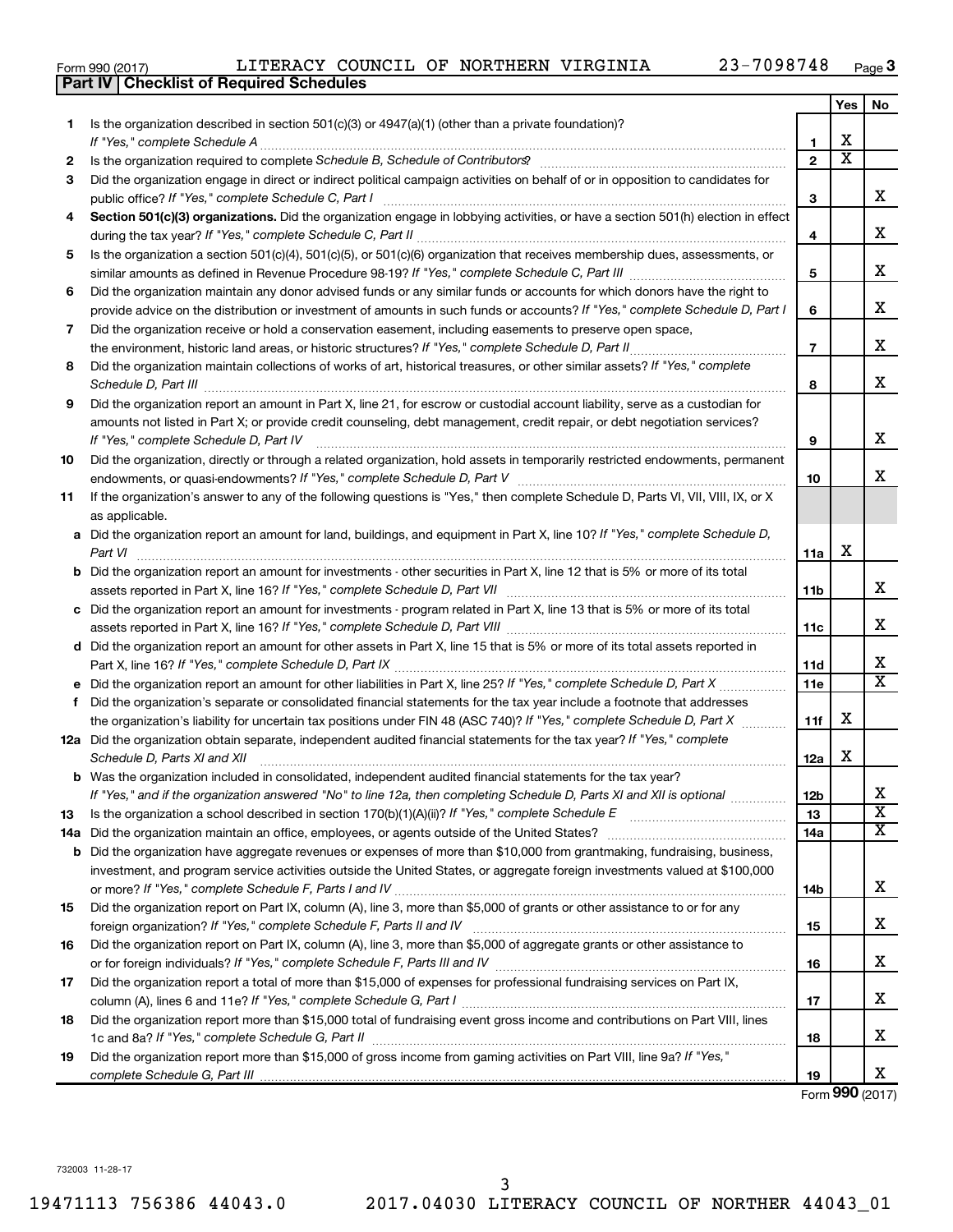Form 990 (2017) LITERACY COUNCIL OF NORTHERN VIRGINIA 23-7098748

## Part IV | Checklist of Required Schedules

| | | | Yes | No |
|---|---|---|---|---|
| 1 | Is the organization described in section 501(c)(3) or 4947(a)(1) (other than a private foundation)? *If "Yes," complete Schedule A* | 1 | X | |
| 2 | Is the organization required to complete *Schedule B, Schedule of Contributors*? | 2 | X | |
| 3 | Did the organization engage in direct or indirect political campaign activities on behalf of or in opposition to candidates for public office? *If "Yes," complete Schedule C, Part I* | 3 | | X |
| 4 | **Section 501(c)(3) organizations.** Did the organization engage in lobbying activities, or have a section 501(h) election in effect during the tax year? *If "Yes," complete Schedule C, Part II* | 4 | | X |
| 5 | Is the organization a section 501(c)(4), 501(c)(5), or 501(c)(6) organization that receives membership dues, assessments, or similar amounts as defined in Revenue Procedure 98-19? *If "Yes," complete Schedule C, Part III* | 5 | | X |
| 6 | Did the organization maintain any donor advised funds or any similar funds or accounts for which donors have the right to provide advice on the distribution or investment of amounts in such funds or accounts? *If "Yes," complete Schedule D, Part I* | 6 | | X |
| 7 | Did the organization receive or hold a conservation easement, including easements to preserve open space, the environment, historic land areas, or historic structures? *If "Yes," complete Schedule D, Part II* | 7 | | X |
| 8 | Did the organization maintain collections of works of art, historical treasures, or other similar assets? *If "Yes," complete Schedule D, Part III* | 8 | | X |
| 9 | Did the organization report an amount in Part X, line 21, for escrow or custodial account liability, serve as a custodian for amounts not listed in Part X; or provide credit counseling, debt management, credit repair, or debt negotiation services? *If "Yes," complete Schedule D, Part IV* | 9 | | X |
| 10 | Did the organization, directly or through a related organization, hold assets in temporarily restricted endowments, permanent endowments, or quasi-endowments? *If "Yes," complete Schedule D, Part V* | 10 | | X |
| 11 | If the organization's answer to any of the following questions is "Yes," then complete Schedule D, Parts VI, VII, VIII, IX, or X as applicable. | | | |
| a | Did the organization report an amount for land, buildings, and equipment in Part X, line 10? *If "Yes," complete Schedule D, Part VI* | 11a | X | |
| b | Did the organization report an amount for investments - other securities in Part X, line 12 that is 5% or more of its total assets reported in Part X, line 16? *If "Yes," complete Schedule D, Part VII* | 11b | | X |
| c | Did the organization report an amount for investments - program related in Part X, line 13 that is 5% or more of its total assets reported in Part X, line 16? *If "Yes," complete Schedule D, Part VIII* | 11c | | X |
| d | Did the organization report an amount for other assets in Part X, line 15 that is 5% or more of its total assets reported in Part X, line 16? *If "Yes," complete Schedule D, Part IX* | 11d | | X |
| e | Did the organization report an amount for other liabilities in Part X, line 25? *If "Yes," complete Schedule D, Part X* | 11e | | X |
| f | Did the organization's separate or consolidated financial statements for the tax year include a footnote that addresses the organization's liability for uncertain tax positions under FIN 48 (ASC 740)? *If "Yes," complete Schedule D, Part X* | 11f | X | |
| 12a | Did the organization obtain separate, independent audited financial statements for the tax year? *If "Yes," complete Schedule D, Parts XI and XII* | 12a | X | |
| b | Was the organization included in consolidated, independent audited financial statements for the tax year? *If "Yes," and if the organization answered "No" to line 12a, then completing Schedule D, Parts XI and XII is optional* | 12b | | X |
| 13 | Is the organization a school described in section 170(b)(1)(A)(ii)? *If "Yes," complete Schedule E* | 13 | | X |
| 14a | Did the organization maintain an office, employees, or agents outside of the United States? | 14a | | X |
| b | Did the organization have aggregate revenues or expenses of more than $10,000 from grantmaking, fundraising, business, investment, and program service activities outside the United States, or aggregate foreign investments valued at $100,000 or more? *If "Yes," complete Schedule F, Parts I and IV* | 14b | | X |
| 15 | Did the organization report on Part IX, column (A), line 3, more than $5,000 of grants or other assistance to or for any foreign organization? *If "Yes," complete Schedule F, Parts II and IV* | 15 | | X |
| 16 | Did the organization report on Part IX, column (A), line 3, more than $5,000 of aggregate grants or other assistance to or for foreign individuals? *If "Yes," complete Schedule F, Parts III and IV* | 16 | | X |
| 17 | Did the organization report a total of more than $15,000 of expenses for professional fundraising services on Part IX, column (A), lines 6 and 11e? *If "Yes," complete Schedule G, Part I* | 17 | | X |
| 18 | Did the organization report more than $15,000 total of fundraising event gross income and contributions on Part VIII, lines 1c and 8a? *If "Yes," complete Schedule G, Part II* | 18 | | X |
| 19 | Did the organization report more than $15,000 of gross income from gaming activities on Part VIII, line 9a? *If "Yes," complete Schedule G, Part III* | 19 | | X |

Form **990** (2017)

732003 11-28-17

19471113 756386 44043.0 2017.04030 LITERACY COUNCIL OF NORTHER 44043_01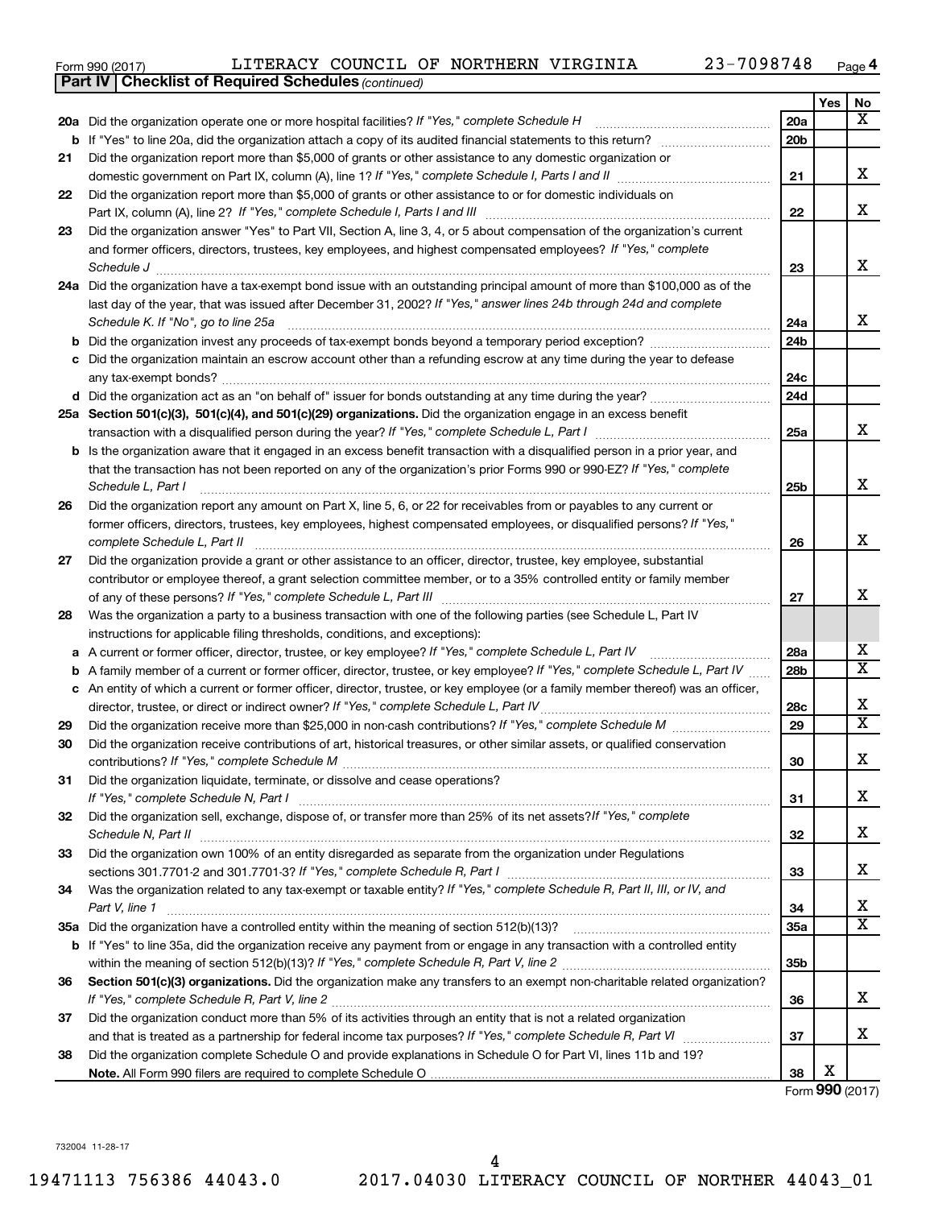Form 990 (2017) LITERACY COUNCIL OF NORTHERN VIRGINIA 23-7098748 Page 4

**Part IV | Checklist of Required Schedules** *(continued)*

| | | | Yes | No |
|---|---|---|---|---|
| **20a** | Did the organization operate one or more hospital facilities? *If "Yes," complete Schedule H* | 20a | | X |
| **b** | If "Yes" to line 20a, did the organization attach a copy of its audited financial statements to this return? | 20b | | |
| **21** | Did the organization report more than $5,000 of grants or other assistance to any domestic organization or domestic government on Part IX, column (A), line 1? *If "Yes," complete Schedule I, Parts I and II* | 21 | | X |
| **22** | Did the organization report more than $5,000 of grants or other assistance to or for domestic individuals on Part IX, column (A), line 2? *If "Yes," complete Schedule I, Parts I and III* | 22 | | X |
| **23** | Did the organization answer "Yes" to Part VII, Section A, line 3, 4, or 5 about compensation of the organization's current and former officers, directors, trustees, key employees, and highest compensated employees? *If "Yes," complete Schedule J* | 23 | | X |
| **24a** | Did the organization have a tax-exempt bond issue with an outstanding principal amount of more than $100,000 as of the last day of the year, that was issued after December 31, 2002? *If "Yes," answer lines 24b through 24d and complete Schedule K. If "No", go to line 25a* | 24a | | X |
| **b** | Did the organization invest any proceeds of tax-exempt bonds beyond a temporary period exception? | 24b | | |
| **c** | Did the organization maintain an escrow account other than a refunding escrow at any time during the year to defease any tax-exempt bonds? | 24c | | |
| **d** | Did the organization act as an "on behalf of" issuer for bonds outstanding at any time during the year? | 24d | | |
| **25a** | **Section 501(c)(3), 501(c)(4), and 501(c)(29) organizations.** Did the organization engage in an excess benefit transaction with a disqualified person during the year? *If "Yes," complete Schedule L, Part I* | 25a | | X |
| **b** | Is the organization aware that it engaged in an excess benefit transaction with a disqualified person in a prior year, and that the transaction has not been reported on any of the organization's prior Forms 990 or 990-EZ? *If "Yes," complete Schedule L, Part I* | 25b | | X |
| **26** | Did the organization report any amount on Part X, line 5, 6, or 22 for receivables from or payables to any current or former officers, directors, trustees, key employees, highest compensated employees, or disqualified persons? *If "Yes," complete Schedule L, Part II* | 26 | | X |
| **27** | Did the organization provide a grant or other assistance to an officer, director, trustee, key employee, substantial contributor or employee thereof, a grant selection committee member, or to a 35% controlled entity or family member of any of these persons? *If "Yes," complete Schedule L, Part III* | 27 | | X |
| **28** | Was the organization a party to a business transaction with one of the following parties (see Schedule L, Part IV instructions for applicable filing thresholds, conditions, and exceptions): | | | |
| **a** | A current or former officer, director, trustee, or key employee? *If "Yes," complete Schedule L, Part IV* | 28a | | X |
| **b** | A family member of a current or former officer, director, trustee, or key employee? *If "Yes," complete Schedule L, Part IV* | 28b | | X |
| **c** | An entity of which a current or former officer, director, trustee, or key employee (or a family member thereof) was an officer, director, trustee, or direct or indirect owner? *If "Yes," complete Schedule L, Part IV* | 28c | | X |
| **29** | Did the organization receive more than $25,000 in non-cash contributions? *If "Yes," complete Schedule M* | 29 | | X |
| **30** | Did the organization receive contributions of art, historical treasures, or other similar assets, or qualified conservation contributions? *If "Yes," complete Schedule M* | 30 | | X |
| **31** | Did the organization liquidate, terminate, or dissolve and cease operations? *If "Yes," complete Schedule N, Part I* | 31 | | X |
| **32** | Did the organization sell, exchange, dispose of, or transfer more than 25% of its net assets? *If "Yes," complete Schedule N, Part II* | 32 | | X |
| **33** | Did the organization own 100% of an entity disregarded as separate from the organization under Regulations sections 301.7701-2 and 301.7701-3? *If "Yes," complete Schedule R, Part I* | 33 | | X |
| **34** | Was the organization related to any tax-exempt or taxable entity? *If "Yes," complete Schedule R, Part II, III, or IV, and Part V, line 1* | 34 | | X |
| **35a** | Did the organization have a controlled entity within the meaning of section 512(b)(13)? | 35a | | X |
| **b** | If "Yes" to line 35a, did the organization receive any payment from or engage in any transaction with a controlled entity within the meaning of section 512(b)(13)? *If "Yes," complete Schedule R, Part V, line 2* | 35b | | |
| **36** | **Section 501(c)(3) organizations.** Did the organization make any transfers to an exempt non-charitable related organization? *If "Yes," complete Schedule R, Part V, line 2* | 36 | | X |
| **37** | Did the organization conduct more than 5% of its activities through an entity that is not a related organization and that is treated as a partnership for federal income tax purposes? *If "Yes," complete Schedule R, Part VI* | 37 | | X |
| **38** | Did the organization complete Schedule O and provide explanations in Schedule O for Part VI, lines 11b and 19? **Note.** All Form 990 filers are required to complete Schedule O | 38 | X | |

Form **990** (2017)

732004 11-28-17

19471113 756386 44043.0 2017.04030 LITERACY COUNCIL OF NORTHER 44043_01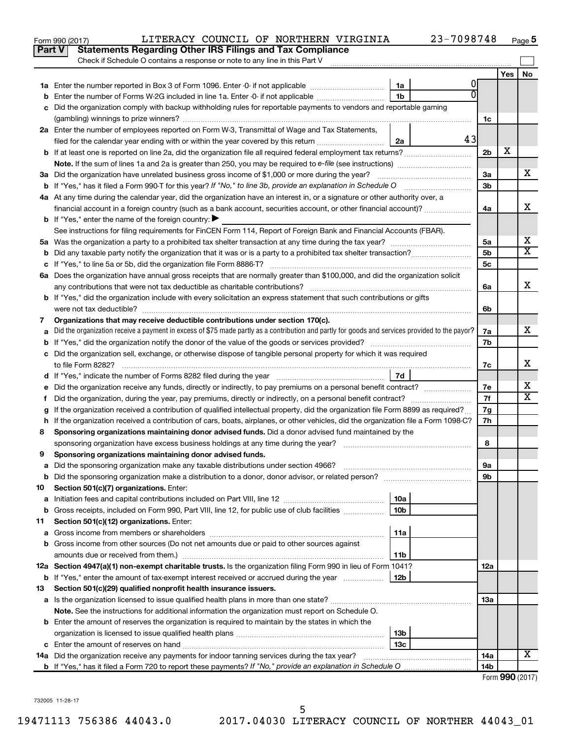Form 990 (2017) LITERACY COUNCIL OF NORTHERN VIRGINIA 23-7098748 Page 5

## Part V Statements Regarding Other IRS Filings and Tax Compliance

Check if Schedule O contains a response or note to any line in this Part V

| | | | | | Yes | No |
|---|---|---|---|---|---|---|
| 1a | Enter the number reported in Box 3 of Form 1096. Enter -0- if not applicable | 1a | 0 | | | |
| b | Enter the number of Forms W-2G included in line 1a. Enter -0- if not applicable | 1b | 0 | | | |
| c | Did the organization comply with backup withholding rules for reportable payments to vendors and reportable gaming (gambling) winnings to prize winners? | | | 1c | | |
| 2a | Enter the number of employees reported on Form W-3, Transmittal of Wage and Tax Statements, filed for the calendar year ending with or within the year covered by this return | 2a | 43 | | | |
| b | If at least one is reported on line 2a, did the organization file all required federal employment tax returns? | | | 2b | X | |
| | **Note.** If the sum of lines 1a and 2a is greater than 250, you may be required to *e-file* (see instructions) | | | | | |
| 3a | Did the organization have unrelated business gross income of $1,000 or more during the year? | | | 3a | | X |
| b | If "Yes," has it filed a Form 990-T for this year? *If "No," to line 3b, provide an explanation in Schedule O* | | | 3b | | |
| 4a | At any time during the calendar year, did the organization have an interest in, or a signature or other authority over, a financial account in a foreign country (such as a bank account, securities account, or other financial account)? | | | 4a | | X |
| b | If "Yes," enter the name of the foreign country: ▶ | | | | | |
| | See instructions for filing requirements for FinCEN Form 114, Report of Foreign Bank and Financial Accounts (FBAR). | | | | | |
| 5a | Was the organization a party to a prohibited tax shelter transaction at any time during the tax year? | | | 5a | | X |
| b | Did any taxable party notify the organization that it was or is a party to a prohibited tax shelter transaction? | | | 5b | | X |
| c | If "Yes," to line 5a or 5b, did the organization file Form 8886-T? | | | 5c | | |
| 6a | Does the organization have annual gross receipts that are normally greater than $100,000, and did the organization solicit any contributions that were not tax deductible as charitable contributions? | | | 6a | | X |
| b | If "Yes," did the organization include with every solicitation an express statement that such contributions or gifts were not tax deductible? | | | 6b | | |
| 7 | **Organizations that may receive deductible contributions under section 170(c).** | | | | | |
| a | Did the organization receive a payment in excess of $75 made partly as a contribution and partly for goods and services provided to the payor? | | | 7a | | X |
| b | If "Yes," did the organization notify the donor of the value of the goods or services provided? | | | 7b | | |
| c | Did the organization sell, exchange, or otherwise dispose of tangible personal property for which it was required to file Form 8282? | | | 7c | | X |
| d | If "Yes," indicate the number of Forms 8282 filed during the year | 7d | | | | |
| e | Did the organization receive any funds, directly or indirectly, to pay premiums on a personal benefit contract? | | | 7e | | X |
| f | Did the organization, during the year, pay premiums, directly or indirectly, on a personal benefit contract? | | | 7f | | X |
| g | If the organization received a contribution of qualified intellectual property, did the organization file Form 8899 as required? | | | 7g | | |
| h | If the organization received a contribution of cars, boats, airplanes, or other vehicles, did the organization file a Form 1098-C? | | | 7h | | |
| 8 | **Sponsoring organizations maintaining donor advised funds.** Did a donor advised fund maintained by the sponsoring organization have excess business holdings at any time during the year? | | | 8 | | |
| 9 | **Sponsoring organizations maintaining donor advised funds.** | | | | | |
| a | Did the sponsoring organization make any taxable distributions under section 4966? | | | 9a | | |
| b | Did the sponsoring organization make a distribution to a donor, donor advisor, or related person? | | | 9b | | |
| 10 | **Section 501(c)(7) organizations.** Enter: | | | | | |
| a | Initiation fees and capital contributions included on Part VIII, line 12 | 10a | | | | |
| b | Gross receipts, included on Form 990, Part VIII, line 12, for public use of club facilities | 10b | | | | |
| 11 | **Section 501(c)(12) organizations.** Enter: | | | | | |
| a | Gross income from members or shareholders | 11a | | | | |
| b | Gross income from other sources (Do not net amounts due or paid to other sources against amounts due or received from them.) | 11b | | | | |
| 12a | **Section 4947(a)(1) non-exempt charitable trusts.** Is the organization filing Form 990 in lieu of Form 1041? | | | 12a | | |
| b | If "Yes," enter the amount of tax-exempt interest received or accrued during the year | 12b | | | | |
| 13 | **Section 501(c)(29) qualified nonprofit health insurance issuers.** | | | | | |
| a | Is the organization licensed to issue qualified health plans in more than one state? | | | 13a | | |
| | **Note.** See the instructions for additional information the organization must report on Schedule O. | | | | | |
| b | Enter the amount of reserves the organization is required to maintain by the states in which the organization is licensed to issue qualified health plans | 13b | | | | |
| c | Enter the amount of reserves on hand | 13c | | | | |
| 14a | Did the organization receive any payments for indoor tanning services during the tax year? | | | 14a | | X |
| b | If "Yes," has it filed a Form 720 to report these payments? *If "No," provide an explanation in Schedule O* | | | 14b | | |

Form **990** (2017)

732005 11-28-17

19471113 756386 44043.0 2017.04030 LITERACY COUNCIL OF NORTHER 44043_01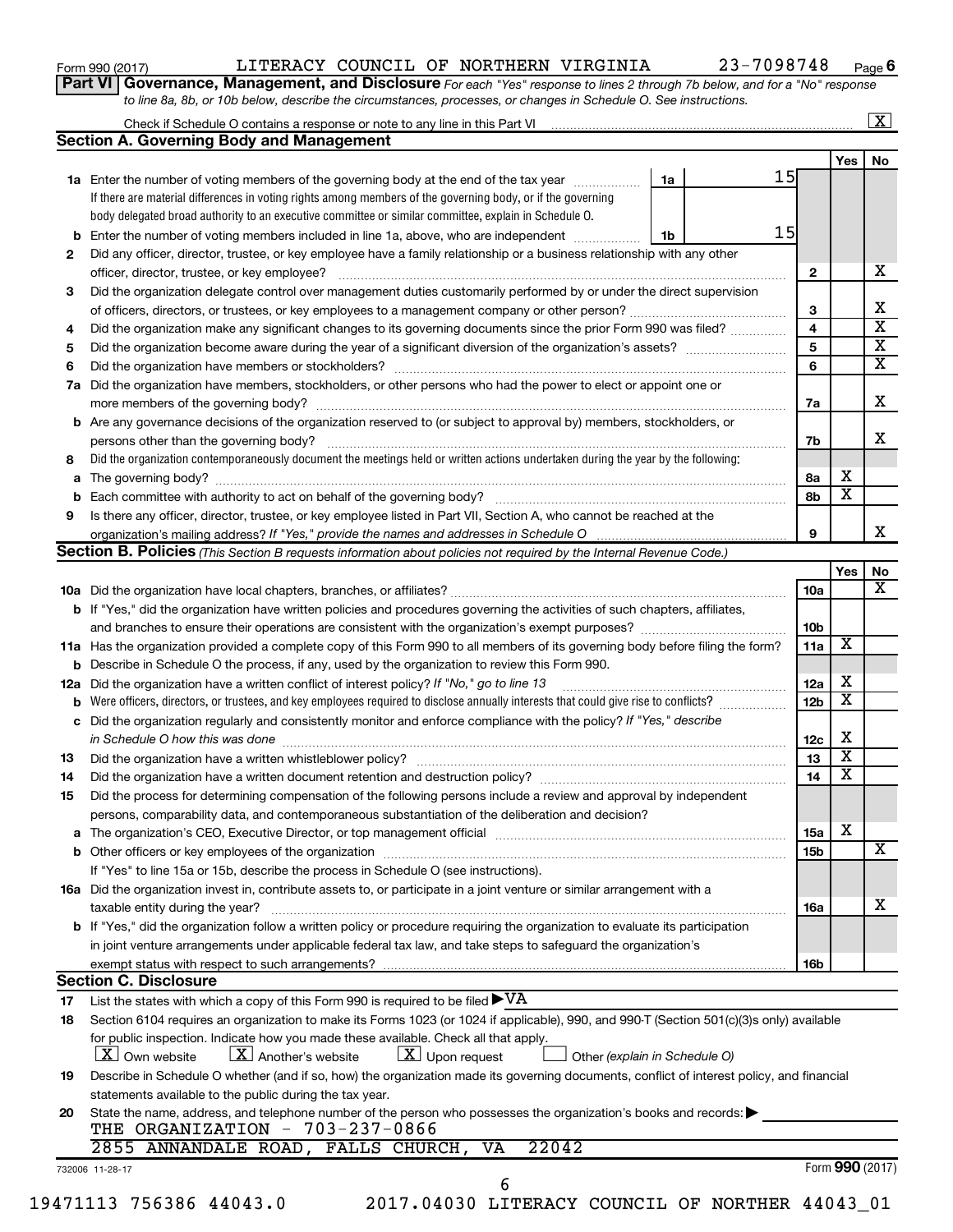Form 990 (2017) LITERACY COUNCIL OF NORTHERN VIRGINIA 23-7098748 Page 6

**Part VI Governance, Management, and Disclosure** *For each "Yes" response to lines 2 through 7b below, and for a "No" response to line 8a, 8b, or 10b below, describe the circumstances, processes, or changes in Schedule O. See instructions.*

Check if Schedule O contains a response or note to any line in this Part VI .......... [X]

**Section A. Governing Body and Management**

| | | | Yes | No |
|---|---|---|---|---|
| **1a** | Enter the number of voting members of the governing body at the end of the tax year ... 1a: 15. If there are material differences in voting rights among members of the governing body, or if the governing body delegated broad authority to an executive committee or similar committee, explain in Schedule O. | | | |
| **b** | Enter the number of voting members included in line 1a, above, who are independent ... 1b: 15 | | | |
| **2** | Did any officer, director, trustee, or key employee have a family relationship or a business relationship with any other officer, director, trustee, or key employee? | 2 | | X |
| **3** | Did the organization delegate control over management duties customarily performed by or under the direct supervision of officers, directors, or trustees, or key employees to a management company or other person? | 3 | | X |
| **4** | Did the organization make any significant changes to its governing documents since the prior Form 990 was filed? | 4 | | X |
| **5** | Did the organization become aware during the year of a significant diversion of the organization's assets? | 5 | | X |
| **6** | Did the organization have members or stockholders? | 6 | | X |
| **7a** | Did the organization have members, stockholders, or other persons who had the power to elect or appoint one or more members of the governing body? | 7a | | X |
| **b** | Are any governance decisions of the organization reserved to (or subject to approval by) members, stockholders, or persons other than the governing body? | 7b | | X |
| **8** | Did the organization contemporaneously document the meetings held or written actions undertaken during the year by the following: | | | |
| **a** | The governing body? | 8a | X | |
| **b** | Each committee with authority to act on behalf of the governing body? | 8b | X | |
| **9** | Is there any officer, director, trustee, or key employee listed in Part VII, Section A, who cannot be reached at the organization's mailing address? *If "Yes," provide the names and addresses in Schedule O* | 9 | | X |

**Section B. Policies** *(This Section B requests information about policies not required by the Internal Revenue Code.)*

| | | | Yes | No |
|---|---|---|---|---|
| **10a** | Did the organization have local chapters, branches, or affiliates? | 10a | | X |
| **b** | If "Yes," did the organization have written policies and procedures governing the activities of such chapters, affiliates, and branches to ensure their operations are consistent with the organization's exempt purposes? | 10b | | |
| **11a** | Has the organization provided a complete copy of this Form 990 to all members of its governing body before filing the form? | 11a | X | |
| **b** | Describe in Schedule O the process, if any, used by the organization to review this Form 990. | | | |
| **12a** | Did the organization have a written conflict of interest policy? *If "No," go to line 13* | 12a | X | |
| **b** | Were officers, directors, or trustees, and key employees required to disclose annually interests that could give rise to conflicts? | 12b | X | |
| **c** | Did the organization regularly and consistently monitor and enforce compliance with the policy? *If "Yes," describe in Schedule O how this was done* | 12c | X | |
| **13** | Did the organization have a written whistleblower policy? | 13 | X | |
| **14** | Did the organization have a written document retention and destruction policy? | 14 | X | |
| **15** | Did the process for determining compensation of the following persons include a review and approval by independent persons, comparability data, and contemporaneous substantiation of the deliberation and decision? | | | |
| **a** | The organization's CEO, Executive Director, or top management official | 15a | X | |
| **b** | Other officers or key employees of the organization | 15b | | X |
| | If "Yes" to line 15a or 15b, describe the process in Schedule O (see instructions). | | | |
| **16a** | Did the organization invest in, contribute assets to, or participate in a joint venture or similar arrangement with a taxable entity during the year? | 16a | | X |
| **b** | If "Yes," did the organization follow a written policy or procedure requiring the organization to evaluate its participation in joint venture arrangements under applicable federal tax law, and take steps to safeguard the organization's exempt status with respect to such arrangements? | 16b | | |

**Section C. Disclosure**

**17** List the states with which a copy of this Form 990 is required to be filed ▶ VA

**18** Section 6104 requires an organization to make its Forms 1023 (or 1024 if applicable), 990, and 990-T (Section 501(c)(3)s only) available for public inspection. Indicate how you made these available. Check all that apply.

[X] Own website [X] Another's website [X] Upon request [ ] Other *(explain in Schedule O)*

**19** Describe in Schedule O whether (and if so, how) the organization made its governing documents, conflict of interest policy, and financial statements available to the public during the tax year.

**20** State the name, address, and telephone number of the person who possesses the organization's books and records: ▶

THE ORGANIZATION - 703-237-0866
2855 ANNANDALE ROAD, FALLS CHURCH, VA 22042

732006 11-28-17 Form 990 (2017)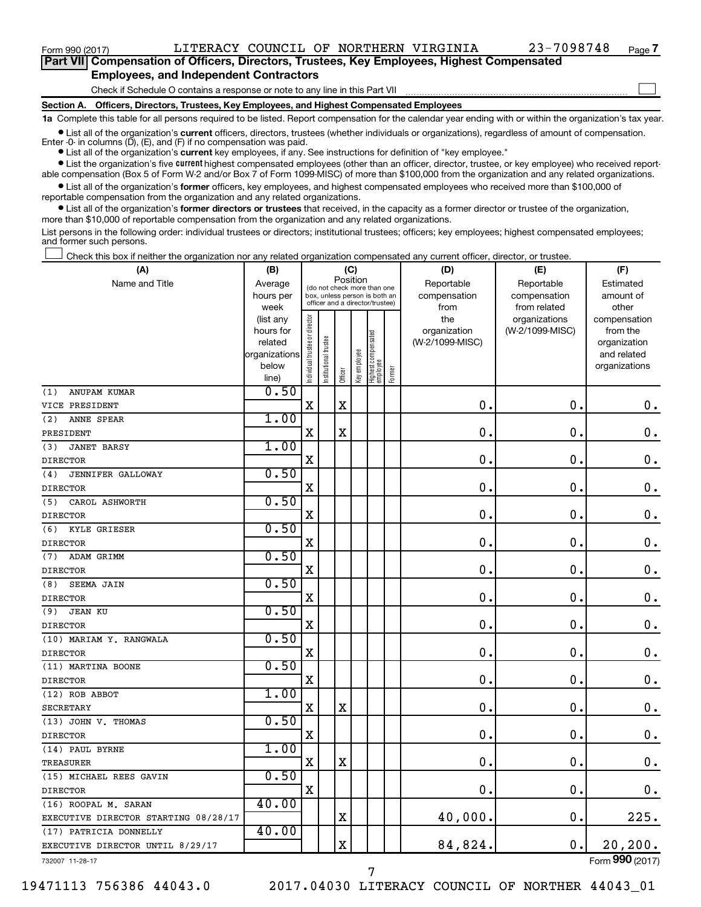Form 990 (2017) LITERACY COUNCIL OF NORTHERN VIRGINIA 23-7098748 Page 7

**Part VII Compensation of Officers, Directors, Trustees, Key Employees, Highest Compensated Employees, and Independent Contractors**

Check if Schedule O contains a response or note to any line in this Part VII

**Section A. Officers, Directors, Trustees, Key Employees, and Highest Compensated Employees**

**1a** Complete this table for all persons required to be listed. Report compensation for the calendar year ending with or within the organization's tax year.

- List all of the organization's **current** officers, directors, trustees (whether individuals or organizations), regardless of amount of compensation. Enter -0- in columns (D), (E), and (F) if no compensation was paid.
- List all of the organization's **current** key employees, if any. See instructions for definition of "key employee."
- List the organization's five **current** highest compensated employees (other than an officer, director, trustee, or key employee) who received reportable compensation (Box 5 of Form W-2 and/or Box 7 of Form 1099-MISC) of more than $100,000 from the organization and any related organizations.
- List all of the organization's **former** officers, key employees, and highest compensated employees who received more than $100,000 of reportable compensation from the organization and any related organizations.
- List all of the organization's **former directors or trustees** that received, in the capacity as a former director or trustee of the organization, more than $10,000 of reportable compensation from the organization and any related organizations.

List persons in the following order: individual trustees or directors; institutional trustees; officers; key employees; highest compensated employees; and former such persons.

Check this box if neither the organization nor any related organization compensated any current officer, director, or trustee.

| (A) Name and Title | (B) Average hours per week (list any hours for related organizations below line) | (C) Position: Individual trustee or director | Institutional trustee | Officer | Key employee | Highest compensated employee | Former | (D) Reportable compensation from the organization (W-2/1099-MISC) | (E) Reportable compensation from related organizations (W-2/1099-MISC) | (F) Estimated amount of other compensation from the organization and related organizations |
|---|---|---|---|---|---|---|---|---|---|---|
| (1) ANUPAM KUMAR<br>VICE PRESIDENT | 0.50 | X | | X | | | | 0. | 0. | 0. |
| (2) ANNE SPEAR<br>PRESIDENT | 1.00 | X | | X | | | | 0. | 0. | 0. |
| (3) JANET BARSY<br>DIRECTOR | 1.00 | X | | | | | | 0. | 0. | 0. |
| (4) JENNIFER GALLOWAY<br>DIRECTOR | 0.50 | X | | | | | | 0. | 0. | 0. |
| (5) CAROL ASHWORTH<br>DIRECTOR | 0.50 | X | | | | | | 0. | 0. | 0. |
| (6) KYLE GRIESER<br>DIRECTOR | 0.50 | X | | | | | | 0. | 0. | 0. |
| (7) ADAM GRIMM<br>DIRECTOR | 0.50 | X | | | | | | 0. | 0. | 0. |
| (8) SEEMA JAIN<br>DIRECTOR | 0.50 | X | | | | | | 0. | 0. | 0. |
| (9) JEAN KU<br>DIRECTOR | 0.50 | X | | | | | | 0. | 0. | 0. |
| (10) MARIAM Y. RANGWALA<br>DIRECTOR | 0.50 | X | | | | | | 0. | 0. | 0. |
| (11) MARTINA BOONE<br>DIRECTOR | 0.50 | X | | | | | | 0. | 0. | 0. |
| (12) ROB ABBOT<br>SECRETARY | 1.00 | X | | X | | | | 0. | 0. | 0. |
| (13) JOHN V. THOMAS<br>DIRECTOR | 0.50 | X | | | | | | 0. | 0. | 0. |
| (14) PAUL BYRNE<br>TREASURER | 1.00 | X | | X | | | | 0. | 0. | 0. |
| (15) MICHAEL REES GAVIN<br>DIRECTOR | 0.50 | X | | | | | | 0. | 0. | 0. |
| (16) ROOPAL M. SARAN<br>EXECUTIVE DIRECTOR STARTING 08/28/17 | 40.00 | | | X | | | | 40,000. | 0. | 225. |
| (17) PATRICIA DONNELLY<br>EXECUTIVE DIRECTOR UNTIL 8/29/17 | 40.00 | | | X | | | | 84,824. | 0. | 20,200. |

732007 11-28-17 Form **990** (2017)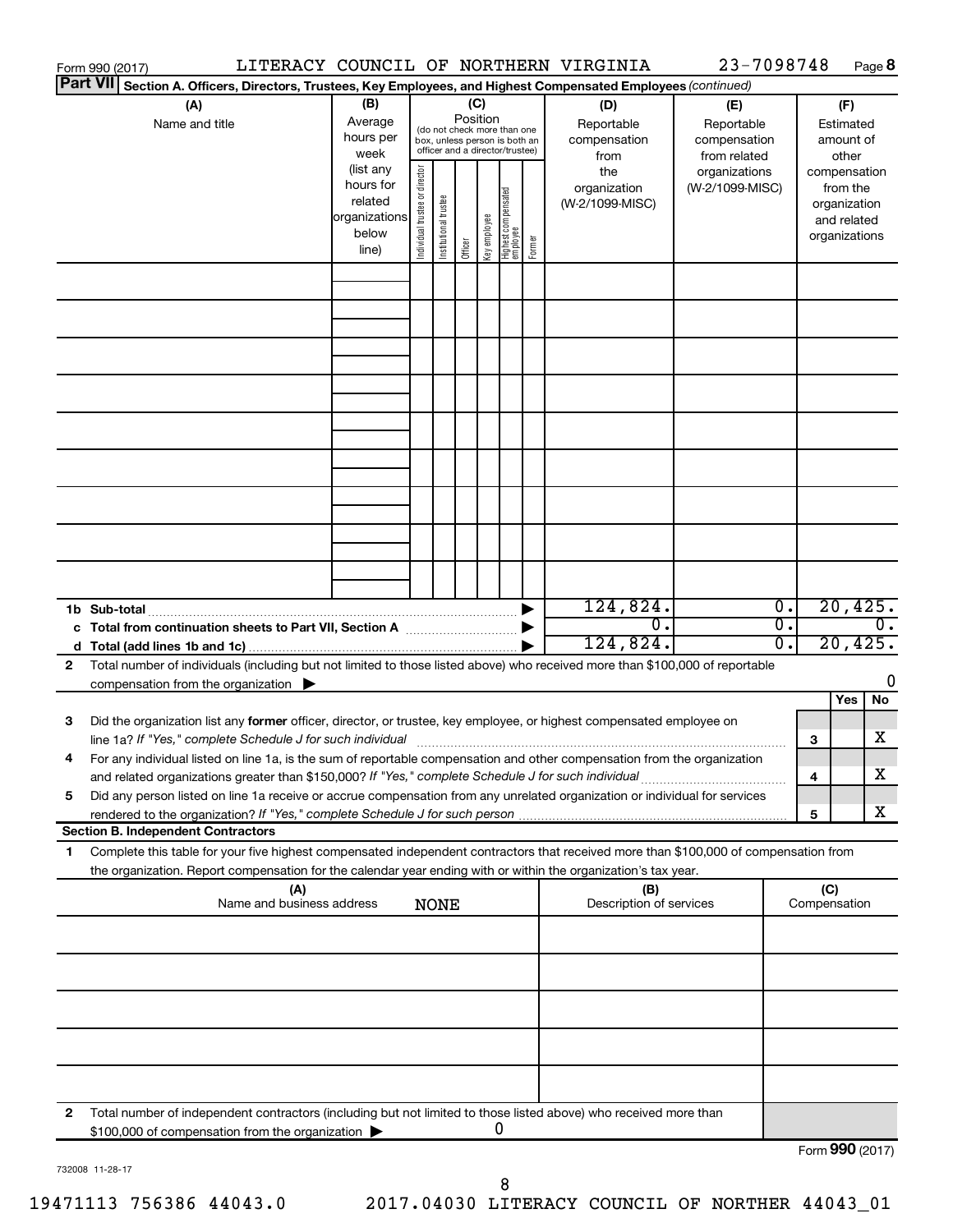Form 990 (2017) LITERACY COUNCIL OF NORTHERN VIRGINIA 23-7098748 Page **8**

**Part VII** **Section A. Officers, Directors, Trustees, Key Employees, and Highest Compensated Employees** *(continued)*

| (A) Name and title | (B) Average hours per week (list any hours for related organizations below line) | (C) Position (do not check more than one box, unless person is both an officer and a director/trustee): Individual trustee or director | Institutional trustee | Officer | Key employee | Highest compensated employee | Former | (D) Reportable compensation from the organization (W-2/1099-MISC) | (E) Reportable compensation from related organizations (W-2/1099-MISC) | (F) Estimated amount of other compensation from the organization and related organizations |
|---|---|---|---|---|---|---|---|---|---|---|
| | | | | | | | | | | |
| | | | | | | | | | | |
| | | | | | | | | | | |
| | | | | | | | | | | |
| | | | | | | | | | | |
| | | | | | | | | | | |
| | | | | | | | | | | |
| | | | | | | | | | | |
| | | | | | | | | | | |
| **1b Sub-total** | | | | | | | | 124,824. | 0. | 20,425. |
| **c Total from continuation sheets to Part VII, Section A** | | | | | | | | 0. | 0. | 0. |
| **d Total (add lines 1b and 1c)** | | | | | | | | 124,824. | 0. | 20,425. |

**2** Total number of individuals (including but not limited to those listed above) who received more than $100,000 of reportable compensation from the organization ▶ 0

| | | | Yes | No |
|---|---|---|---|---|
| **3** | Did the organization list any **former** officer, director, or trustee, key employee, or highest compensated employee on line 1a? *If "Yes," complete Schedule J for such individual* | **3** | | X |
| **4** | For any individual listed on line 1a, is the sum of reportable compensation and other compensation from the organization and related organizations greater than $150,000? *If "Yes," complete Schedule J for such individual* | **4** | | X |
| **5** | Did any person listed on line 1a receive or accrue compensation from any unrelated organization or individual for services rendered to the organization? *If "Yes," complete Schedule J for such person* | **5** | | X |

**Section B. Independent Contractors**

**1** Complete this table for your five highest compensated independent contractors that received more than $100,000 of compensation from the organization. Report compensation for the calendar year ending with or within the organization's tax year.

| (A) Name and business address NONE | (B) Description of services | (C) Compensation |
|---|---|---|
| | | |
| | | |
| | | |
| | | |
| | | |

**2** Total number of independent contractors (including but not limited to those listed above) who received more than $100,000 of compensation from the organization ▶ 0

Form **990** (2017)

732008 11-28-17

19471113 756386 44043.0 2017.04030 LITERACY COUNCIL OF NORTHER 44043_01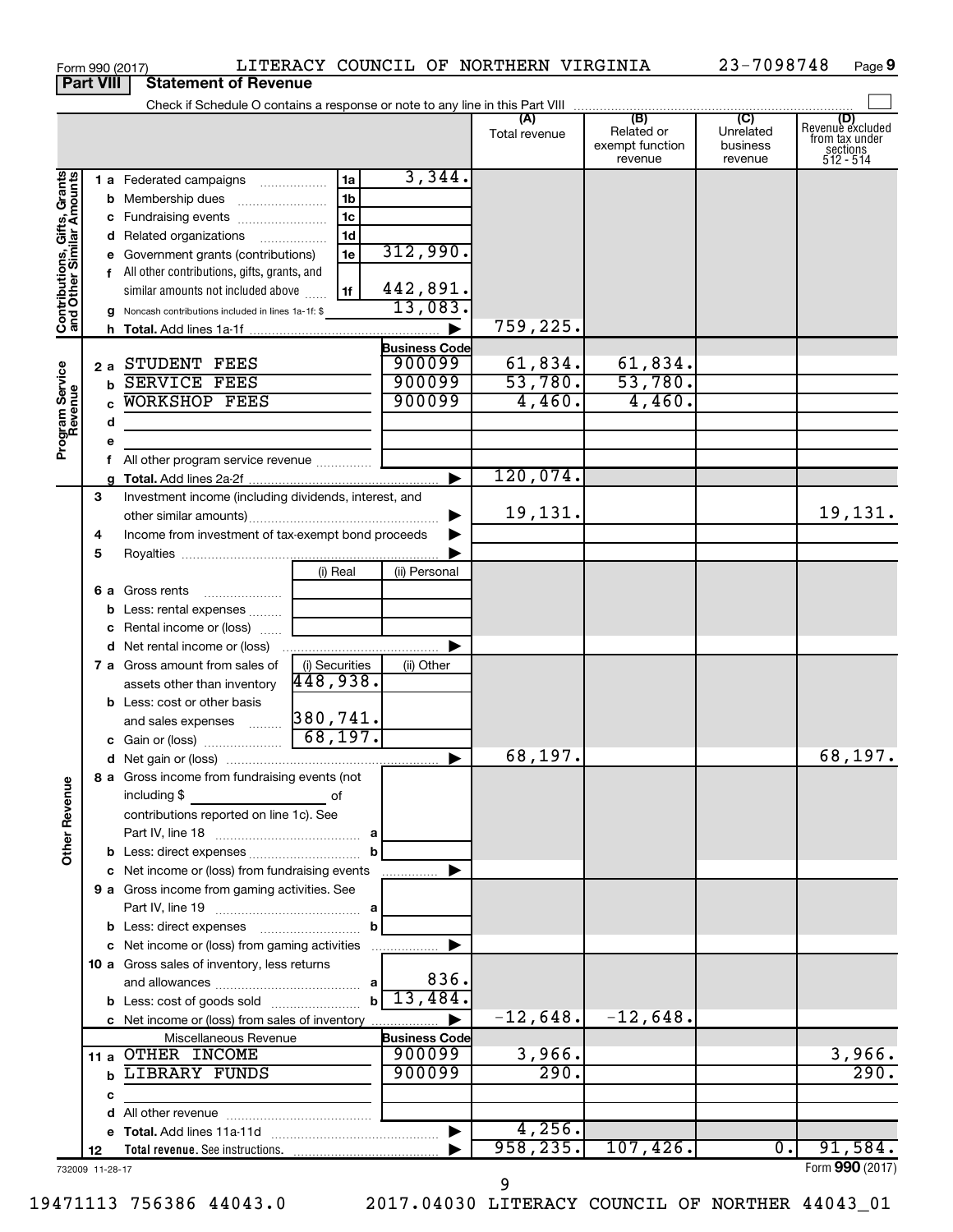Form 990 (2017) LITERACY COUNCIL OF NORTHERN VIRGINIA 23-7098748 Page 9

## Part VIII Statement of Revenue

Check if Schedule O contains a response or note to any line in this Part VIII

| | | | | (A) Total revenue | (B) Related or exempt function revenue | (C) Unrelated business revenue | (D) Revenue excluded from tax under sections 512 - 514 |
|---|---|---|---|---|---|---|---|
| **Contributions, Gifts, Grants and Other Similar Amounts** | 1 a Federated campaigns | 1a | 3,344. | | | | |
| | b Membership dues | 1b | | | | | |
| | c Fundraising events | 1c | | | | | |
| | d Related organizations | 1d | | | | | |
| | e Government grants (contributions) | 1e | 312,990. | | | | |
| | f All other contributions, gifts, grants, and similar amounts not included above | 1f | 442,891. | | | | |
| | g Noncash contributions included in lines 1a-1f: $ | | 13,083. | | | | |
| | h Total. Add lines 1a-1f | | | 759,225. | | | |
| **Program Service Revenue** | | | Business Code | | | | |
| | 2 a STUDENT FEES | | 900099 | 61,834. | 61,834. | | |
| | b SERVICE FEES | | 900099 | 53,780. | 53,780. | | |
| | c WORKSHOP FEES | | 900099 | 4,460. | 4,460. | | |
| | d | | | | | | |
| | e | | | | | | |
| | f All other program service revenue | | | | | | |
| | g Total. Add lines 2a-2f | | | 120,074. | | | |
| **Other Revenue** | 3 Investment income (including dividends, interest, and other similar amounts) | | | 19,131. | | | 19,131. |
| | 4 Income from investment of tax-exempt bond proceeds | | | | | | |
| | 5 Royalties | | | | | | |
| | | (i) Real | (ii) Personal | | | | |
| | 6 a Gross rents | | | | | | |
| | b Less: rental expenses | | | | | | |
| | c Rental income or (loss) | | | | | | |
| | d Net rental income or (loss) | | | | | | |
| | | (i) Securities | (ii) Other | | | | |
| | 7 a Gross amount from sales of assets other than inventory | 448,938. | | | | | |
| | b Less: cost or other basis and sales expenses | 380,741. | | | | | |
| | c Gain or (loss) | 68,197. | | | | | |
| | d Net gain or (loss) | | | 68,197. | | | 68,197. |
| | 8 a Gross income from fundraising events (not including $ of contributions reported on line 1c). See Part IV, line 18 | a | | | | | |
| | b Less: direct expenses | b | | | | | |
| | c Net income or (loss) from fundraising events | | | | | | |
| | 9 a Gross income from gaming activities. See Part IV, line 19 | a | | | | | |
| | b Less: direct expenses | b | | | | | |
| | c Net income or (loss) from gaming activities | | | | | | |
| | 10 a Gross sales of inventory, less returns and allowances | a | 836. | | | | |
| | b Less: cost of goods sold | b | 13,484. | | | | |
| | c Net income or (loss) from sales of inventory | | | -12,648. | -12,648. | | |
| | Miscellaneous Revenue | | Business Code | | | | |
| | 11 a OTHER INCOME | | 900099 | 3,966. | | | 3,966. |
| | b LIBRARY FUNDS | | 900099 | 290. | | | 290. |
| | c | | | | | | |
| | d All other revenue | | | | | | |
| | e Total. Add lines 11a-11d | | | 4,256. | | | |
| | 12 Total revenue. See instructions. | | | 958,235. | 107,426. | 0. | 91,584. |

732009 11-28-17

Form 990 (2017)

19471113 756386 44043.0 2017.04030 LITERACY COUNCIL OF NORTHER 44043_01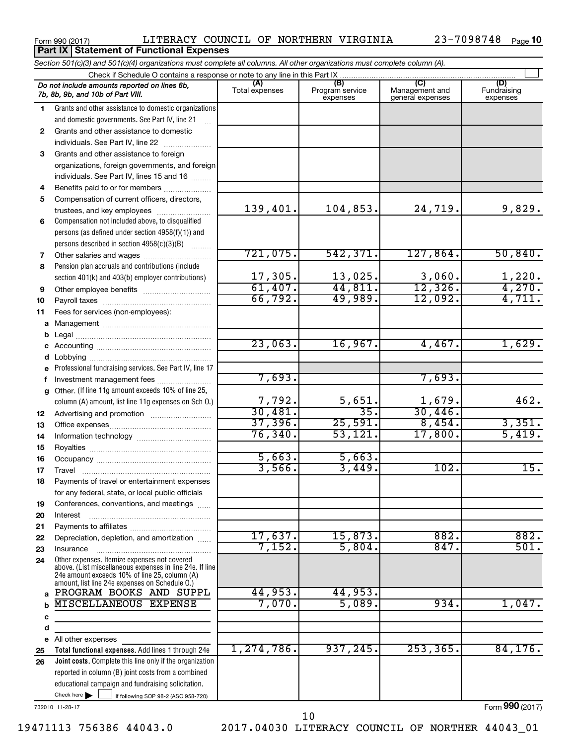Form 990 (2017) LITERACY COUNCIL OF NORTHERN VIRGINIA 23-7098748 Page 10

**Part IX Statement of Functional Expenses**

*Section 501(c)(3) and 501(c)(4) organizations must complete all columns. All other organizations must complete column (A).*

Check if Schedule O contains a response or note to any line in this Part IX

| | *Do not include amounts reported on lines 6b, 7b, 8b, 9b, and 10b of Part VIII.* | (A) Total expenses | (B) Program service expenses | (C) Management and general expenses | (D) Fundraising expenses |
|---|---|---|---|---|---|
| 1 | Grants and other assistance to domestic organizations and domestic governments. See Part IV, line 21 | | | | |
| 2 | Grants and other assistance to domestic individuals. See Part IV, line 22 | | | | |
| 3 | Grants and other assistance to foreign organizations, foreign governments, and foreign individuals. See Part IV, lines 15 and 16 | | | | |
| 4 | Benefits paid to or for members | | | | |
| 5 | Compensation of current officers, directors, trustees, and key employees | 139,401. | 104,853. | 24,719. | 9,829. |
| 6 | Compensation not included above, to disqualified persons (as defined under section 4958(f)(1)) and persons described in section 4958(c)(3)(B) | | | | |
| 7 | Other salaries and wages | 721,075. | 542,371. | 127,864. | 50,840. |
| 8 | Pension plan accruals and contributions (include section 401(k) and 403(b) employer contributions) | 17,305. | 13,025. | 3,060. | 1,220. |
| 9 | Other employee benefits | 61,407. | 44,811. | 12,326. | 4,270. |
| 10 | Payroll taxes | 66,792. | 49,989. | 12,092. | 4,711. |
| 11 | Fees for services (non-employees): | | | | |
| a | Management | | | | |
| b | Legal | | | | |
| c | Accounting | 23,063. | 16,967. | 4,467. | 1,629. |
| d | Lobbying | | | | |
| e | Professional fundraising services. See Part IV, line 17 | | | | |
| f | Investment management fees | 7,693. | | 7,693. | |
| g | Other. (If line 11g amount exceeds 10% of line 25, column (A) amount, list line 11g expenses on Sch O.) | 7,792. | 5,651. | 1,679. | 462. |
| 12 | Advertising and promotion | 30,481. | 35. | 30,446. | |
| 13 | Office expenses | 37,396. | 25,591. | 8,454. | 3,351. |
| 14 | Information technology | 76,340. | 53,121. | 17,800. | 5,419. |
| 15 | Royalties | | | | |
| 16 | Occupancy | 5,663. | 5,663. | | |
| 17 | Travel | 3,566. | 3,449. | 102. | 15. |
| 18 | Payments of travel or entertainment expenses for any federal, state, or local public officials | | | | |
| 19 | Conferences, conventions, and meetings | | | | |
| 20 | Interest | | | | |
| 21 | Payments to affiliates | | | | |
| 22 | Depreciation, depletion, and amortization | 17,637. | 15,873. | 882. | 882. |
| 23 | Insurance | 7,152. | 5,804. | 847. | 501. |
| 24 | Other expenses. Itemize expenses not covered above. (List miscellaneous expenses in line 24e. If line 24e amount exceeds 10% of line 25, column (A) amount, list line 24e expenses on Schedule O.) | | | | |
| a | PROGRAM BOOKS AND SUPPL | 44,953. | 44,953. | | |
| b | MISCELLANEOUS EXPENSE | 7,070. | 5,089. | 934. | 1,047. |
| c | | | | | |
| d | | | | | |
| e | All other expenses | | | | |
| 25 | **Total functional expenses.** Add lines 1 through 24e | 1,274,786. | 937,245. | 253,365. | 84,176. |
| 26 | **Joint costs.** Complete this line only if the organization reported in column (B) joint costs from a combined educational campaign and fundraising solicitation. Check here ☐ if following SOP 98-2 (ASC 958-720) | | | | |

732010 11-28-17

Form **990** (2017)

19471113 756386 44043.0 2017.04030 LITERACY COUNCIL OF NORTHER 44043_01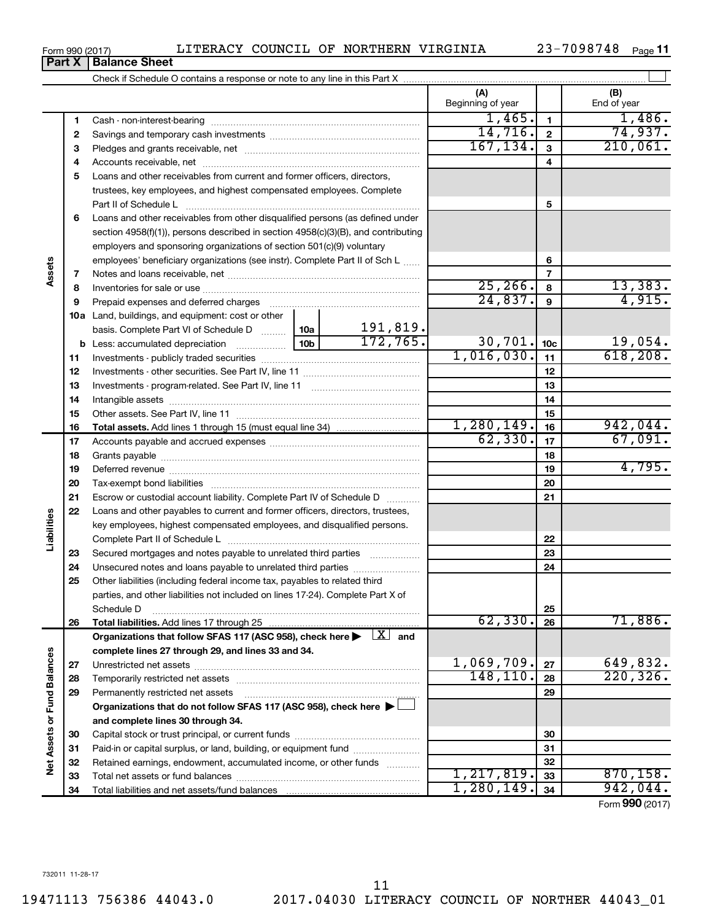Form 990 (2017) LITERACY COUNCIL OF NORTHERN VIRGINIA 23-7098748 Page 11

**Part X | Balance Sheet**

Check if Schedule O contains a response or note to any line in this Part X ☐

| | | | | (A) Beginning of year | | (B) End of year |
|---|---|---|---|---|---|---|
| **Assets** | 1 | Cash - non-interest-bearing | | 1,465. | 1 | 1,486. |
| | 2 | Savings and temporary cash investments | | 14,716. | 2 | 74,937. |
| | 3 | Pledges and grants receivable, net | | 167,134. | 3 | 210,061. |
| | 4 | Accounts receivable, net | | | 4 | |
| | 5 | Loans and other receivables from current and former officers, directors, trustees, key employees, and highest compensated employees. Complete Part II of Schedule L | | | 5 | |
| | 6 | Loans and other receivables from other disqualified persons (as defined under section 4958(f)(1)), persons described in section 4958(c)(3)(B), and contributing employers and sponsoring organizations of section 501(c)(9) voluntary employees' beneficiary organizations (see instr). Complete Part II of Sch L | | | 6 | |
| | 7 | Notes and loans receivable, net | | | 7 | |
| | 8 | Inventories for sale or use | | 25,266. | 8 | 13,383. |
| | 9 | Prepaid expenses and deferred charges | | 24,837. | 9 | 4,915. |
| | 10a | Land, buildings, and equipment: cost or other basis. Complete Part VI of Schedule D | 10a 191,819. | | | |
| | b | Less: accumulated depreciation | 10b 172,765. | 30,701. | 10c | 19,054. |
| | 11 | Investments - publicly traded securities | | 1,016,030. | 11 | 618,208. |
| | 12 | Investments - other securities. See Part IV, line 11 | | | 12 | |
| | 13 | Investments - program-related. See Part IV, line 11 | | | 13 | |
| | 14 | Intangible assets | | | 14 | |
| | 15 | Other assets. See Part IV, line 11 | | | 15 | |
| | 16 | **Total assets.** Add lines 1 through 15 (must equal line 34) | | 1,280,149. | 16 | 942,044. |
| **Liabilities** | 17 | Accounts payable and accrued expenses | | 62,330. | 17 | 67,091. |
| | 18 | Grants payable | | | 18 | |
| | 19 | Deferred revenue | | | 19 | 4,795. |
| | 20 | Tax-exempt bond liabilities | | | 20 | |
| | 21 | Escrow or custodial account liability. Complete Part IV of Schedule D | | | 21 | |
| | 22 | Loans and other payables to current and former officers, directors, trustees, key employees, highest compensated employees, and disqualified persons. Complete Part II of Schedule L | | | 22 | |
| | 23 | Secured mortgages and notes payable to unrelated third parties | | | 23 | |
| | 24 | Unsecured notes and loans payable to unrelated third parties | | | 24 | |
| | 25 | Other liabilities (including federal income tax, payables to related third parties, and other liabilities not included on lines 17-24). Complete Part X of Schedule D | | | 25 | |
| | 26 | **Total liabilities.** Add lines 17 through 25 | | 62,330. | 26 | 71,886. |
| **Net Assets or Fund Balances** | | **Organizations that follow SFAS 117 (ASC 958), check here ▶ ☒ and complete lines 27 through 29, and lines 33 and 34.** | | | | |
| | 27 | Unrestricted net assets | | 1,069,709. | 27 | 649,832. |
| | 28 | Temporarily restricted net assets | | 148,110. | 28 | 220,326. |
| | 29 | Permanently restricted net assets | | | 29 | |
| | | **Organizations that do not follow SFAS 117 (ASC 958), check here ▶ ☐ and complete lines 30 through 34.** | | | | |
| | 30 | Capital stock or trust principal, or current funds | | | 30 | |
| | 31 | Paid-in or capital surplus, or land, building, or equipment fund | | | 31 | |
| | 32 | Retained earnings, endowment, accumulated income, or other funds | | | 32 | |
| | 33 | Total net assets or fund balances | | 1,217,819. | 33 | 870,158. |
| | 34 | Total liabilities and net assets/fund balances | | 1,280,149. | 34 | 942,044. |

Form **990** (2017)

732011 11-28-17

19471113 756386 44043.0 2017.04030 LITERACY COUNCIL OF NORTHER 44043_01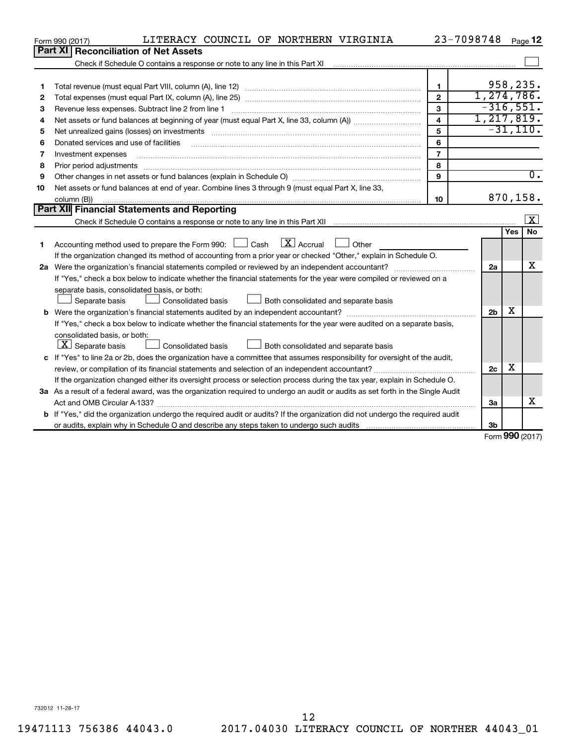Form 990 (2017) LITERACY COUNCIL OF NORTHERN VIRGINIA 23-7098748 Page 12

## Part XI Reconciliation of Net Assets

Check if Schedule O contains a response or note to any line in this Part XI [ ]

| | | | |
|---|---|---|---|
| 1 | Total revenue (must equal Part VIII, column (A), line 12) | 1 | 958,235. |
| 2 | Total expenses (must equal Part IX, column (A), line 25) | 2 | 1,274,786. |
| 3 | Revenue less expenses. Subtract line 2 from line 1 | 3 | -316,551. |
| 4 | Net assets or fund balances at beginning of year (must equal Part X, line 33, column (A)) | 4 | 1,217,819. |
| 5 | Net unrealized gains (losses) on investments | 5 | -31,110. |
| 6 | Donated services and use of facilities | 6 | |
| 7 | Investment expenses | 7 | |
| 8 | Prior period adjustments | 8 | |
| 9 | Other changes in net assets or fund balances (explain in Schedule O) | 9 | 0. |
| 10 | Net assets or fund balances at end of year. Combine lines 3 through 9 (must equal Part X, line 33, column (B)) | 10 | 870,158. |

## Part XII Financial Statements and Reporting

Check if Schedule O contains a response or note to any line in this Part XII [X]

| | | | Yes | No |
|---|---|---|---|---|
| 1 | Accounting method used to prepare the Form 990: [ ] Cash [X] Accrual [ ] Other<br>If the organization changed its method of accounting from a prior year or checked "Other," explain in Schedule O. | | | |
| 2a | Were the organization's financial statements compiled or reviewed by an independent accountant?<br>If "Yes," check a box below to indicate whether the financial statements for the year were compiled or reviewed on a separate basis, consolidated basis, or both:<br>[ ] Separate basis [ ] Consolidated basis [ ] Both consolidated and separate basis | 2a | | X |
| b | Were the organization's financial statements audited by an independent accountant?<br>If "Yes," check a box below to indicate whether the financial statements for the year were audited on a separate basis, consolidated basis, or both:<br>[X] Separate basis [ ] Consolidated basis [ ] Both consolidated and separate basis | 2b | X | |
| c | If "Yes" to line 2a or 2b, does the organization have a committee that assumes responsibility for oversight of the audit, review, or compilation of its financial statements and selection of an independent accountant?<br>If the organization changed either its oversight process or selection process during the tax year, explain in Schedule O. | 2c | X | |
| 3a | As a result of a federal award, was the organization required to undergo an audit or audits as set forth in the Single Audit Act and OMB Circular A-133? | 3a | | X |
| b | If "Yes," did the organization undergo the required audit or audits? If the organization did not undergo the required audit or audits, explain why in Schedule O and describe any steps taken to undergo such audits | 3b | | |

Form 990 (2017)

732012 11-28-17

19471113 756386 44043.0 2017.04030 LITERACY COUNCIL OF NORTHER 44043_01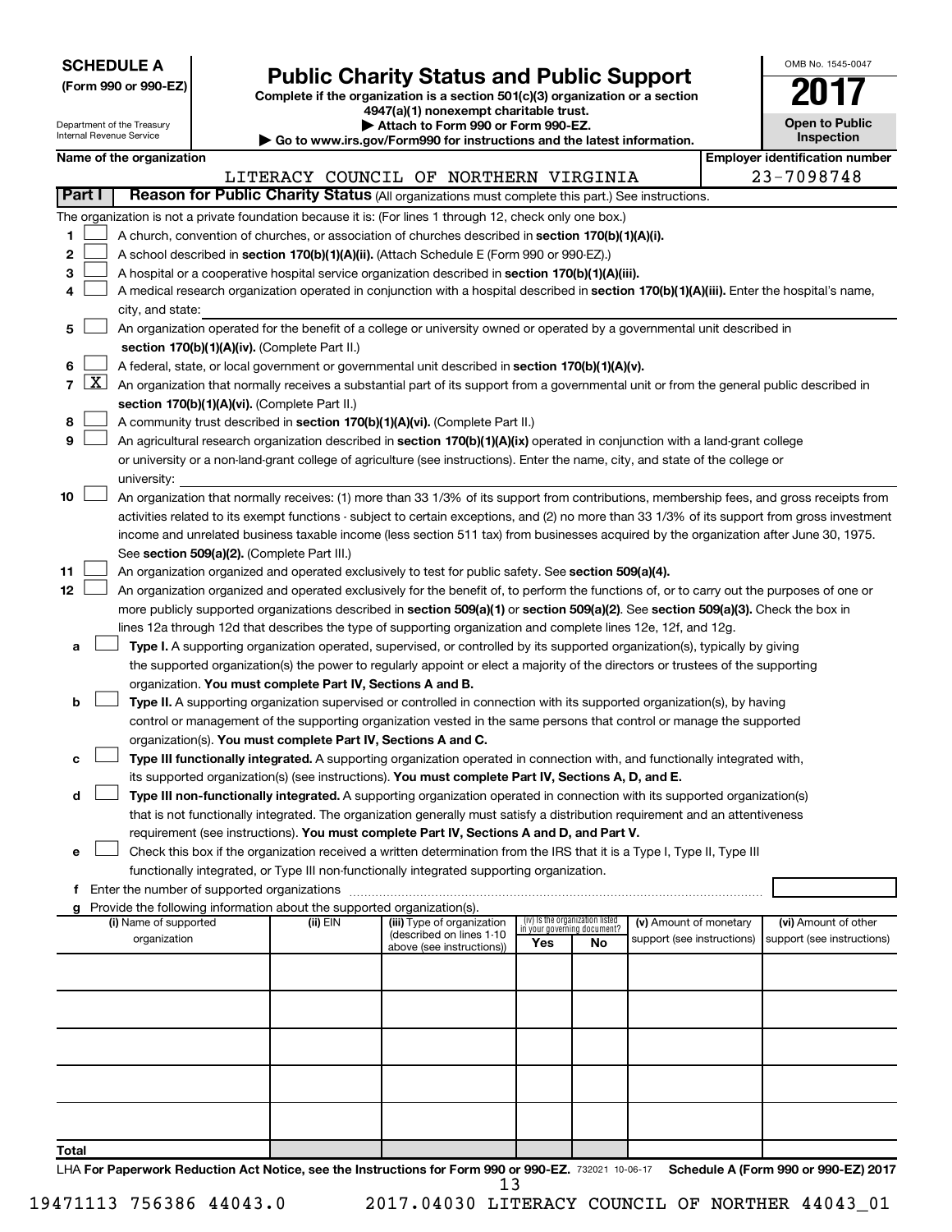**SCHEDULE A**
**(Form 990 or 990-EZ)**

Department of the Treasury
Internal Revenue Service

# Public Charity Status and Public Support

**Complete if the organization is a section 501(c)(3) organization or a section 4947(a)(1) nonexempt charitable trust.**
**▶ Attach to Form 990 or Form 990-EZ.**
**▶ Go to www.irs.gov/Form990 for instructions and the latest information.**

OMB No. 1545-0047
**2017**
**Open to Public Inspection**

**Name of the organization:** LITERACY COUNCIL OF NORTHERN VIRGINIA
**Employer identification number:** 23-7098748

## Part I — Reason for Public Charity Status (All organizations must complete this part.) See instructions.

The organization is not a private foundation because it is: (For lines 1 through 12, check only one box.)

1. ☐ A church, convention of churches, or association of churches described in **section 170(b)(1)(A)(i).**
2. ☐ A school described in **section 170(b)(1)(A)(ii).** (Attach Schedule E (Form 990 or 990-EZ).)
3. ☐ A hospital or a cooperative hospital service organization described in **section 170(b)(1)(A)(iii).**
4. ☐ A medical research organization operated in conjunction with a hospital described in **section 170(b)(1)(A)(iii).** Enter the hospital's name, city, and state:
5. ☐ An organization operated for the benefit of a college or university owned or operated by a governmental unit described in **section 170(b)(1)(A)(iv).** (Complete Part II.)
6. ☐ A federal, state, or local government or governmental unit described in **section 170(b)(1)(A)(v).**
7. ☒ An organization that normally receives a substantial part of its support from a governmental unit or from the general public described in **section 170(b)(1)(A)(vi).** (Complete Part II.)
8. ☐ A community trust described in **section 170(b)(1)(A)(vi).** (Complete Part II.)
9. ☐ An agricultural research organization described in **section 170(b)(1)(A)(ix)** operated in conjunction with a land-grant college or university or a non-land-grant college of agriculture (see instructions). Enter the name, city, and state of the college or university:
10. ☐ An organization that normally receives: (1) more than 33 1/3% of its support from contributions, membership fees, and gross receipts from activities related to its exempt functions - subject to certain exceptions, and (2) no more than 33 1/3% of its support from gross investment income and unrelated business taxable income (less section 511 tax) from businesses acquired by the organization after June 30, 1975. See **section 509(a)(2).** (Complete Part III.)
11. ☐ An organization organized and operated exclusively to test for public safety. See **section 509(a)(4).**
12. ☐ An organization organized and operated exclusively for the benefit of, to perform the functions of, or to carry out the purposes of one or more publicly supported organizations described in **section 509(a)(1)** or **section 509(a)(2)**. See **section 509(a)(3).** Check the box in lines 12a through 12d that describes the type of supporting organization and complete lines 12e, 12f, and 12g.
   - **a** ☐ **Type I.** A supporting organization operated, supervised, or controlled by its supported organization(s), typically by giving the supported organization(s) the power to regularly appoint or elect a majority of the directors or trustees of the supporting organization. **You must complete Part IV, Sections A and B.**
   - **b** ☐ **Type II.** A supporting organization supervised or controlled in connection with its supported organization(s), by having control or management of the supporting organization vested in the same persons that control or manage the supported organization(s). **You must complete Part IV, Sections A and C.**
   - **c** ☐ **Type III functionally integrated.** A supporting organization operated in connection with, and functionally integrated with, its supported organization(s) (see instructions). **You must complete Part IV, Sections A, D, and E.**
   - **d** ☐ **Type III non-functionally integrated.** A supporting organization operated in connection with its supported organization(s) that is not functionally integrated. The organization generally must satisfy a distribution requirement and an attentiveness requirement (see instructions). **You must complete Part IV, Sections A and D, and Part V.**
   - **e** ☐ Check this box if the organization received a written determination from the IRS that it is a Type I, Type II, Type III functionally integrated, or Type III non-functionally integrated supporting organization.
   - **f** Enter the number of supported organizations
   - **g** Provide the following information about the supported organization(s).

| (i) Name of supported organization | (ii) EIN | (iii) Type of organization (described on lines 1-10 above (see instructions)) | (iv) Is the organization listed in your governing document? Yes | No | (v) Amount of monetary support (see instructions) | (vi) Amount of other support (see instructions) |
|---|---|---|---|---|---|---|
| | | | | | | |
| | | | | | | |
| | | | | | | |
| | | | | | | |
| | | | | | | |
| **Total** | | | | | | |

LHA **For Paperwork Reduction Act Notice, see the Instructions for Form 990 or 990-EZ.** 732021 10-06-17 **Schedule A (Form 990 or 990-EZ) 2017**

19471113 756386 44043.0 2017.04030 LITERACY COUNCIL OF NORTHER 44043_01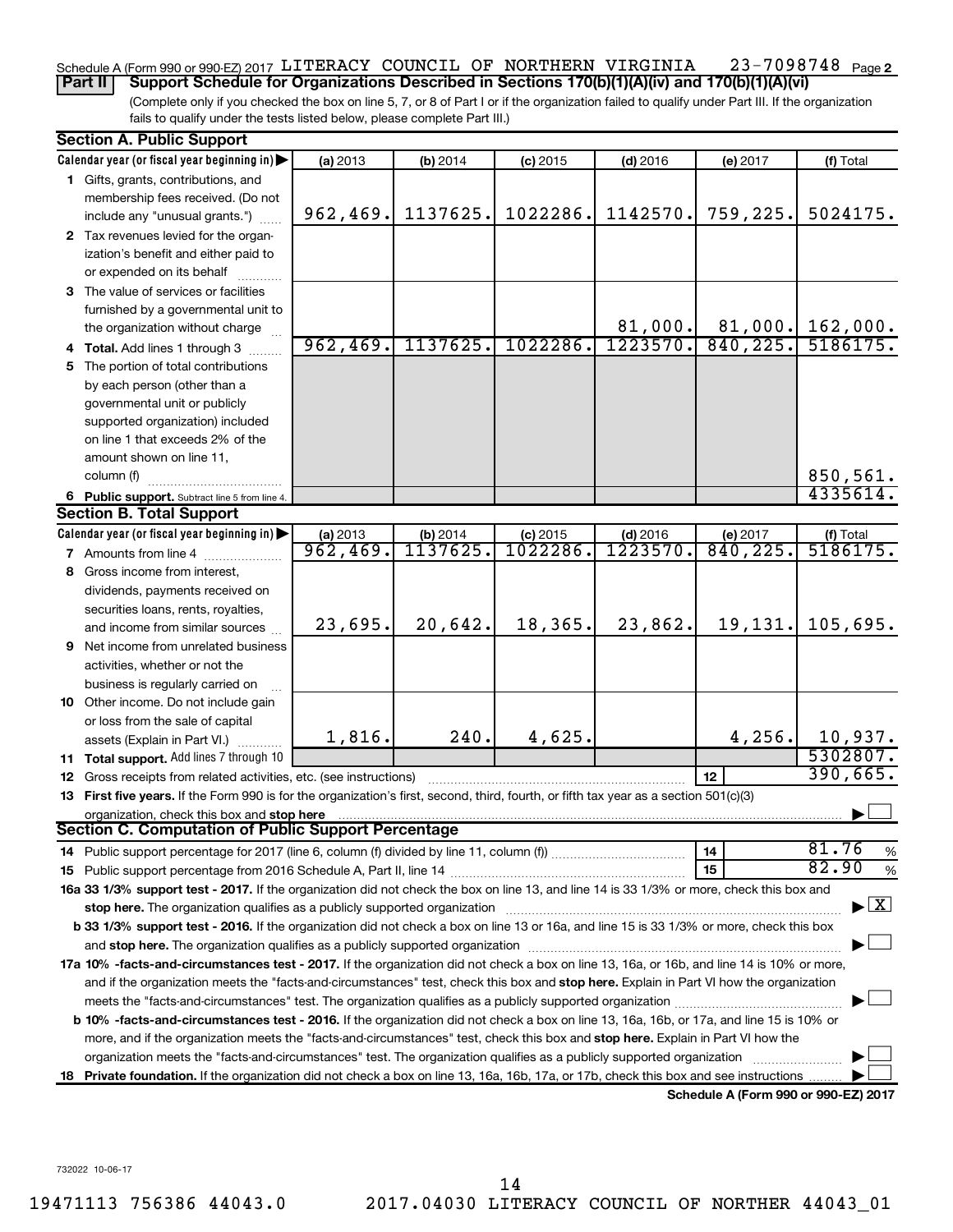Schedule A (Form 990 or 990-EZ) 2017 LITERACY COUNCIL OF NORTHERN VIRGINIA 23-7098748 Page 2

**Part II** **Support Schedule for Organizations Described in Sections 170(b)(1)(A)(iv) and 170(b)(1)(A)(vi)**

(Complete only if you checked the box on line 5, 7, or 8 of Part I or if the organization failed to qualify under Part III. If the organization fails to qualify under the tests listed below, please complete Part III.)

## Section A. Public Support

| Calendar year (or fiscal year beginning in) | (a) 2013 | (b) 2014 | (c) 2015 | (d) 2016 | (e) 2017 | (f) Total |
|---|---|---|---|---|---|---|
| 1 Gifts, grants, contributions, and membership fees received. (Do not include any "unusual grants.") | 962,469. | 1137625. | 1022286. | 1142570. | 759,225. | 5024175. |
| 2 Tax revenues levied for the organization's benefit and either paid to or expended on its behalf | | | | | | |
| 3 The value of services or facilities furnished by a governmental unit to the organization without charge | | | | 81,000. | 81,000. | 162,000. |
| 4 Total. Add lines 1 through 3 | 962,469. | 1137625. | 1022286. | 1223570. | 840,225. | 5186175. |
| 5 The portion of total contributions by each person (other than a governmental unit or publicly supported organization) included on line 1 that exceeds 2% of the amount shown on line 11, column (f) | | | | | | 850,561. |
| 6 Public support. Subtract line 5 from line 4. | | | | | | 4335614. |

## Section B. Total Support

| Calendar year (or fiscal year beginning in) | (a) 2013 | (b) 2014 | (c) 2015 | (d) 2016 | (e) 2017 | (f) Total |
|---|---|---|---|---|---|---|
| 7 Amounts from line 4 | 962,469. | 1137625. | 1022286. | 1223570. | 840,225. | 5186175. |
| 8 Gross income from interest, dividends, payments received on securities loans, rents, royalties, and income from similar sources | 23,695. | 20,642. | 18,365. | 23,862. | 19,131. | 105,695. |
| 9 Net income from unrelated business activities, whether or not the business is regularly carried on | | | | | | |
| 10 Other income. Do not include gain or loss from the sale of capital assets (Explain in Part VI.) | 1,816. | 240. | 4,625. | | 4,256. | 10,937. |
| 11 Total support. Add lines 7 through 10 | | | | | | 5302807. |

12 Gross receipts from related activities, etc. (see instructions) — 12 — 390,665.

13 **First five years.** If the Form 990 is for the organization's first, second, third, fourth, or fifth tax year as a section 501(c)(3) organization, check this box and **stop here** ☐

## Section C. Computation of Public Support Percentage

14 Public support percentage for 2017 (line 6, column (f) divided by line 11, column (f)) — 14 — 81.76 %

15 Public support percentage from 2016 Schedule A, Part II, line 14 — 15 — 82.90 %

**16a 33 1/3% support test - 2017.** If the organization did not check the box on line 13, and line 14 is 33 1/3% or more, check this box and **stop here.** The organization qualifies as a publicly supported organization ☒

**b 33 1/3% support test - 2016.** If the organization did not check a box on line 13 or 16a, and line 15 is 33 1/3% or more, check this box and **stop here.** The organization qualifies as a publicly supported organization ☐

**17a 10% -facts-and-circumstances test - 2017.** If the organization did not check a box on line 13, 16a, or 16b, and line 14 is 10% or more, and if the organization meets the "facts-and-circumstances" test, check this box and **stop here.** Explain in Part VI how the organization meets the "facts-and-circumstances" test. The organization qualifies as a publicly supported organization ☐

**b 10% -facts-and-circumstances test - 2016.** If the organization did not check a box on line 13, 16a, 16b, or 17a, and line 15 is 10% or more, and if the organization meets the "facts-and-circumstances" test, check this box and **stop here.** Explain in Part VI how the organization meets the "facts-and-circumstances" test. The organization qualifies as a publicly supported organization ☐

**18 Private foundation.** If the organization did not check a box on line 13, 16a, 16b, 17a, or 17b, check this box and see instructions ☐

**Schedule A (Form 990 or 990-EZ) 2017**

732022 10-06-17

19471113 756386 44043.0 2017.04030 LITERACY COUNCIL OF NORTHER 44043_01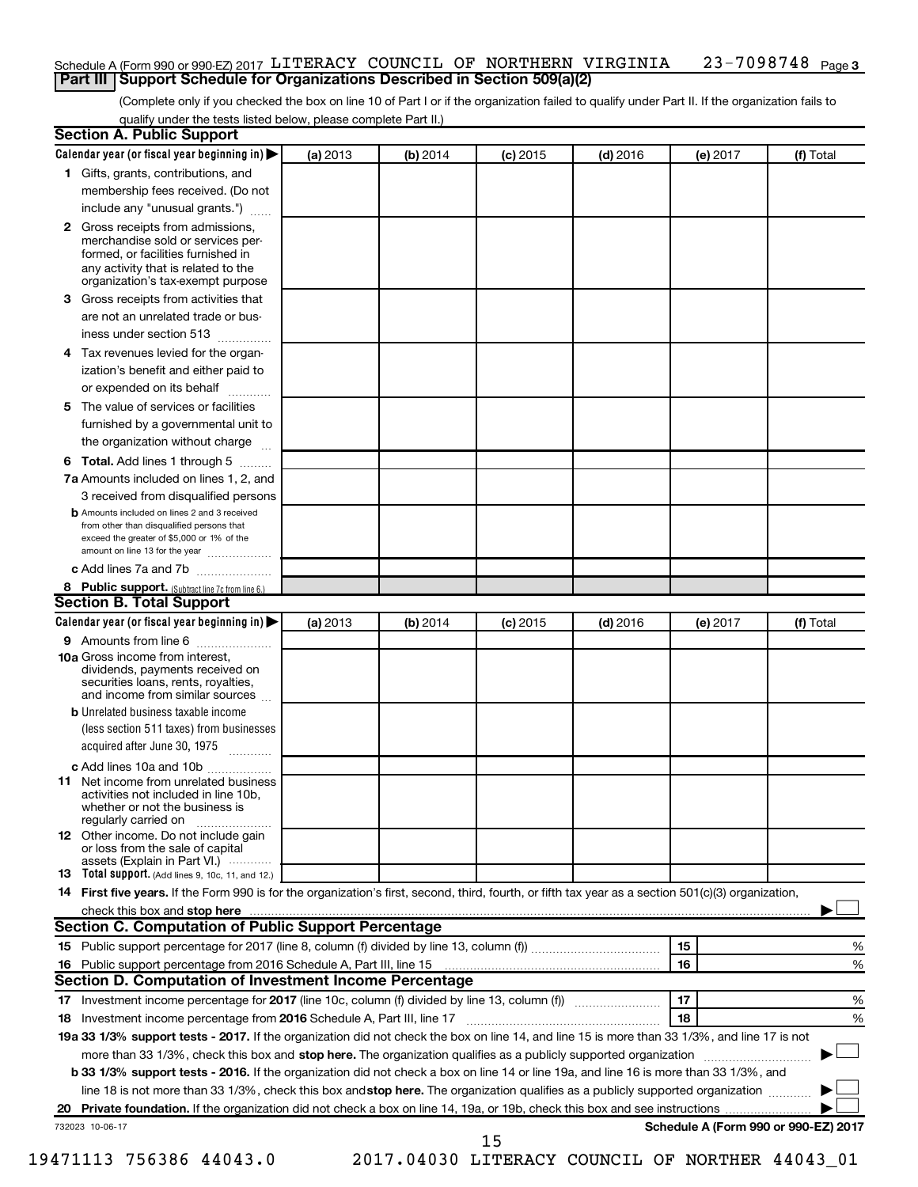Schedule A (Form 990 or 990-EZ) 2017 LITERACY COUNCIL OF NORTHERN VIRGINIA 23-7098748 Page 3

## Part III Support Schedule for Organizations Described in Section 509(a)(2)

(Complete only if you checked the box on line 10 of Part I or if the organization failed to qualify under Part II. If the organization fails to qualify under the tests listed below, please complete Part II.)

### Section A. Public Support

| Calendar year (or fiscal year beginning in) ▶ | (a) 2013 | (b) 2014 | (c) 2015 | (d) 2016 | (e) 2017 | (f) Total |
|---|---|---|---|---|---|---|
| **1** Gifts, grants, contributions, and membership fees received. (Do not include any "unusual grants.") | | | | | | |
| **2** Gross receipts from admissions, merchandise sold or services performed, or facilities furnished in any activity that is related to the organization's tax-exempt purpose | | | | | | |
| **3** Gross receipts from activities that are not an unrelated trade or business under section 513 | | | | | | |
| **4** Tax revenues levied for the organization's benefit and either paid to or expended on its behalf | | | | | | |
| **5** The value of services or facilities furnished by a governmental unit to the organization without charge | | | | | | |
| **6 Total.** Add lines 1 through 5 | | | | | | |
| **7a** Amounts included on lines 1, 2, and 3 received from disqualified persons | | | | | | |
| **b** Amounts included on lines 2 and 3 received from other than disqualified persons that exceed the greater of $5,000 or 1% of the amount on line 13 for the year | | | | | | |
| **c** Add lines 7a and 7b | | | | | | |
| **8 Public support.** (Subtract line 7c from line 6.) | | | | | | |

### Section B. Total Support

| Calendar year (or fiscal year beginning in) ▶ | (a) 2013 | (b) 2014 | (c) 2015 | (d) 2016 | (e) 2017 | (f) Total |
|---|---|---|---|---|---|---|
| **9** Amounts from line 6 | | | | | | |
| **10a** Gross income from interest, dividends, payments received on securities loans, rents, royalties, and income from similar sources | | | | | | |
| **b** Unrelated business taxable income (less section 511 taxes) from businesses acquired after June 30, 1975 | | | | | | |
| **c** Add lines 10a and 10b | | | | | | |
| **11** Net income from unrelated business activities not included in line 10b, whether or not the business is regularly carried on | | | | | | |
| **12** Other income. Do not include gain or loss from the sale of capital assets (Explain in Part VI.) | | | | | | |
| **13 Total support.** (Add lines 9, 10c, 11, and 12.) | | | | | | |

**14 First five years.** If the Form 990 is for the organization's first, second, third, fourth, or fifth tax year as a section 501(c)(3) organization, check this box and **stop here** ▶ ☐

### Section C. Computation of Public Support Percentage

| | | | |
|---|---|---|---|
| **15** Public support percentage for 2017 (line 8, column (f) divided by line 13, column (f)) | 15 | | % |
| **16** Public support percentage from 2016 Schedule A, Part III, line 15 | 16 | | % |

### Section D. Computation of Investment Income Percentage

| | | | |
|---|---|---|---|
| **17** Investment income percentage for **2017** (line 10c, column (f) divided by line 13, column (f)) | 17 | | % |
| **18** Investment income percentage from **2016** Schedule A, Part III, line 17 | 18 | | % |

**19a 33 1/3% support tests - 2017.** If the organization did not check the box on line 14, and line 15 is more than 33 1/3%, and line 17 is not more than 33 1/3%, check this box and **stop here.** The organization qualifies as a publicly supported organization ▶ ☐

**b 33 1/3% support tests - 2016.** If the organization did not check a box on line 14 or line 19a, and line 16 is more than 33 1/3%, and line 18 is not more than 33 1/3%, check this box and **stop here.** The organization qualifies as a publicly supported organization ▶ ☐

**20 Private foundation.** If the organization did not check a box on line 14, 19a, or 19b, check this box and see instructions ▶ ☐

732023 10-06-17 **Schedule A (Form 990 or 990-EZ) 2017**

19471113 756386 44043.0 2017.04030 LITERACY COUNCIL OF NORTHER 44043_01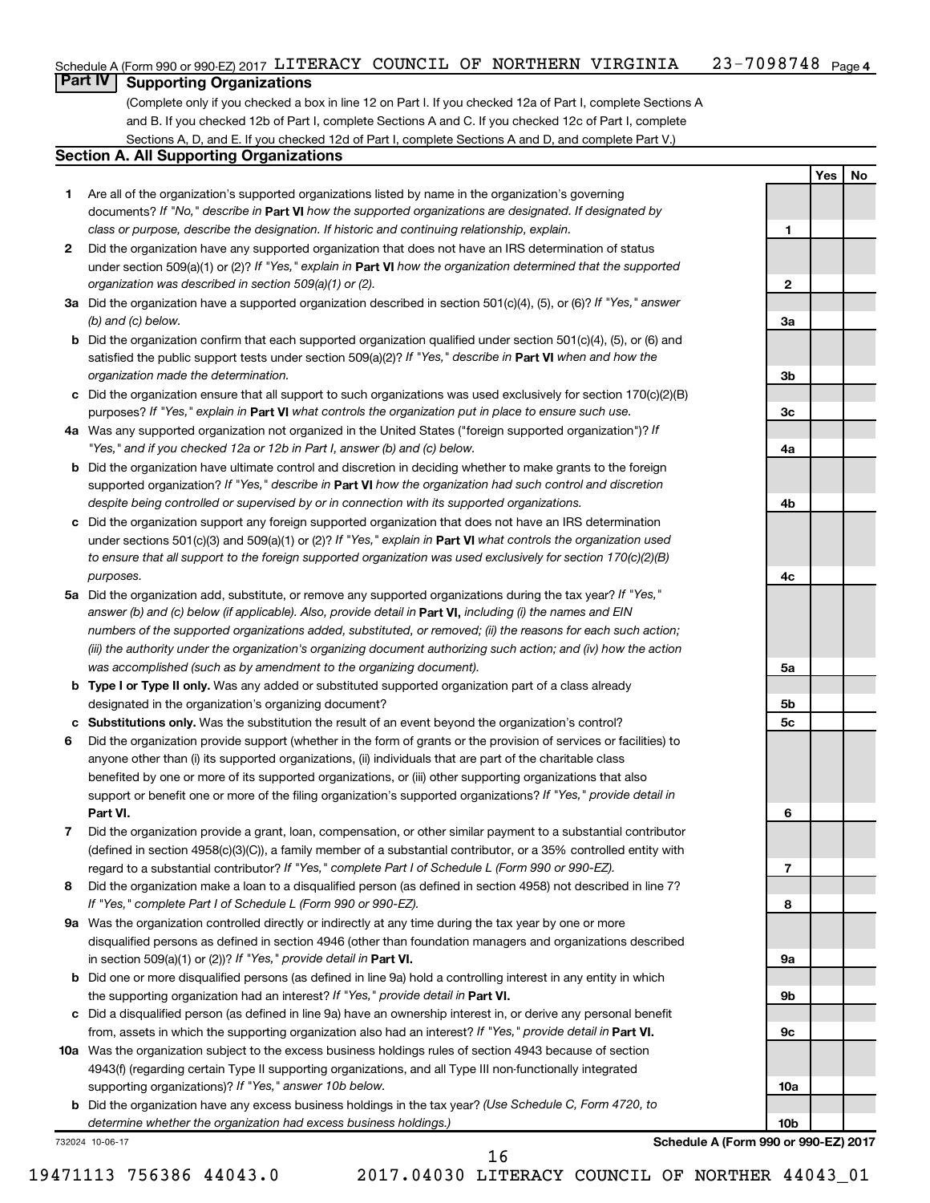Schedule A (Form 990 or 990-EZ) 2017 LITERACY COUNCIL OF NORTHERN VIRGINIA 23-7098748 Page 4

## Part IV Supporting Organizations

(Complete only if you checked a box in line 12 on Part I. If you checked 12a of Part I, complete Sections A and B. If you checked 12b of Part I, complete Sections A and C. If you checked 12c of Part I, complete Sections A, D, and E. If you checked 12d of Part I, complete Sections A and D, and complete Part V.)

### Section A. All Supporting Organizations

| | | | Yes | No |
|---|---|---|---|---|
| 1 | Are all of the organization's supported organizations listed by name in the organization's governing documents? *If "No," describe in* **Part VI** *how the supported organizations are designated. If designated by class or purpose, describe the designation. If historic and continuing relationship, explain.* | 1 | | |
| 2 | Did the organization have any supported organization that does not have an IRS determination of status under section 509(a)(1) or (2)? *If "Yes," explain in* **Part VI** *how the organization determined that the supported organization was described in section 509(a)(1) or (2).* | 2 | | |
| 3a | Did the organization have a supported organization described in section 501(c)(4), (5), or (6)? *If "Yes," answer (b) and (c) below.* | 3a | | |
| b | Did the organization confirm that each supported organization qualified under section 501(c)(4), (5), or (6) and satisfied the public support tests under section 509(a)(2)? *If "Yes," describe in* **Part VI** *when and how the organization made the determination.* | 3b | | |
| c | Did the organization ensure that all support to such organizations was used exclusively for section 170(c)(2)(B) purposes? *If "Yes," explain in* **Part VI** *what controls the organization put in place to ensure such use.* | 3c | | |
| 4a | Was any supported organization not organized in the United States ("foreign supported organization")? *If "Yes," and if you checked 12a or 12b in Part I, answer (b) and (c) below.* | 4a | | |
| b | Did the organization have ultimate control and discretion in deciding whether to make grants to the foreign supported organization? *If "Yes," describe in* **Part VI** *how the organization had such control and discretion despite being controlled or supervised by or in connection with its supported organizations.* | 4b | | |
| c | Did the organization support any foreign supported organization that does not have an IRS determination under sections 501(c)(3) and 509(a)(1) or (2)? *If "Yes," explain in* **Part VI** *what controls the organization used to ensure that all support to the foreign supported organization was used exclusively for section 170(c)(2)(B) purposes.* | 4c | | |
| 5a | Did the organization add, substitute, or remove any supported organizations during the tax year? *If "Yes," answer (b) and (c) below (if applicable). Also, provide detail in* **Part VI,** *including (i) the names and EIN numbers of the supported organizations added, substituted, or removed; (ii) the reasons for each such action; (iii) the authority under the organization's organizing document authorizing such action; and (iv) how the action was accomplished (such as by amendment to the organizing document).* | 5a | | |
| b | **Type I or Type II only.** Was any added or substituted supported organization part of a class already designated in the organization's organizing document? | 5b | | |
| c | **Substitutions only.** Was the substitution the result of an event beyond the organization's control? | 5c | | |
| 6 | Did the organization provide support (whether in the form of grants or the provision of services or facilities) to anyone other than (i) its supported organizations, (ii) individuals that are part of the charitable class benefited by one or more of its supported organizations, or (iii) other supporting organizations that also support or benefit one or more of the filing organization's supported organizations? *If "Yes," provide detail in* **Part VI.** | 6 | | |
| 7 | Did the organization provide a grant, loan, compensation, or other similar payment to a substantial contributor (defined in section 4958(c)(3)(C)), a family member of a substantial contributor, or a 35% controlled entity with regard to a substantial contributor? *If "Yes," complete Part I of Schedule L (Form 990 or 990-EZ).* | 7 | | |
| 8 | Did the organization make a loan to a disqualified person (as defined in section 4958) not described in line 7? *If "Yes," complete Part I of Schedule L (Form 990 or 990-EZ).* | 8 | | |
| 9a | Was the organization controlled directly or indirectly at any time during the tax year by one or more disqualified persons as defined in section 4946 (other than foundation managers and organizations described in section 509(a)(1) or (2))? *If "Yes," provide detail in* **Part VI.** | 9a | | |
| b | Did one or more disqualified persons (as defined in line 9a) hold a controlling interest in any entity in which the supporting organization had an interest? *If "Yes," provide detail in* **Part VI.** | 9b | | |
| c | Did a disqualified person (as defined in line 9a) have an ownership interest in, or derive any personal benefit from, assets in which the supporting organization also had an interest? *If "Yes," provide detail in* **Part VI.** | 9c | | |
| 10a | Was the organization subject to the excess business holdings rules of section 4943 because of section 4943(f) (regarding certain Type II supporting organizations, and all Type III non-functionally integrated supporting organizations)? *If "Yes," answer 10b below.* | 10a | | |
| b | Did the organization have any excess business holdings in the tax year? *(Use Schedule C, Form 4720, to determine whether the organization had excess business holdings.)* | 10b | | |

732024 10-06-17 **Schedule A (Form 990 or 990-EZ) 2017**

19471113 756386 44043.0 2017.04030 LITERACY COUNCIL OF NORTHER 44043_01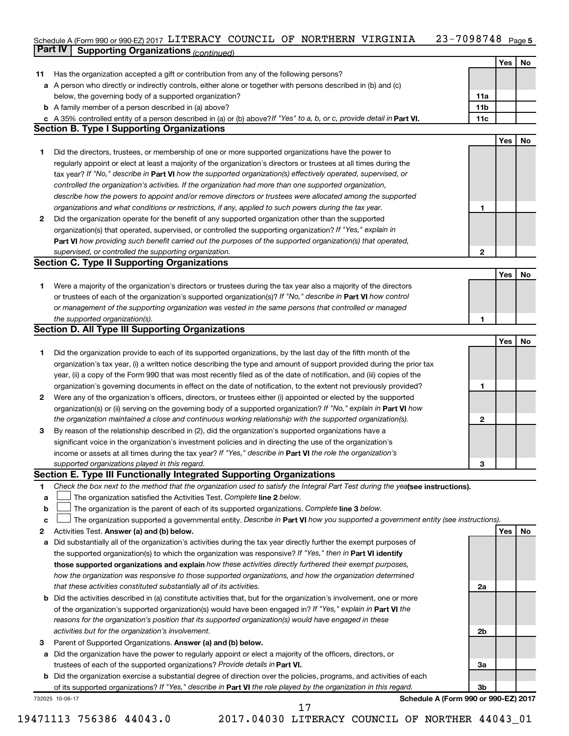Schedule A (Form 990 or 990-EZ) 2017 LITERACY COUNCIL OF NORTHERN VIRGINIA 23-7098748 Page 5

## Part IV Supporting Organizations *(continued)*

| | | | Yes | No |
|---|---|---|---|---|
| **11** | Has the organization accepted a gift or contribution from any of the following persons? | | | |
| **a** | A person who directly or indirectly controls, either alone or together with persons described in (b) and (c) below, the governing body of a supported organization? | 11a | | |
| **b** | A family member of a person described in (a) above? | 11b | | |
| **c** | A 35% controlled entity of a person described in (a) or (b) above? *If "Yes" to a, b, or c, provide detail in* **Part VI.** | 11c | | |

### Section B. Type I Supporting Organizations

| | | | Yes | No |
|---|---|---|---|---|
| **1** | Did the directors, trustees, or membership of one or more supported organizations have the power to regularly appoint or elect at least a majority of the organization's directors or trustees at all times during the tax year? *If "No," describe in* **Part VI** *how the supported organization(s) effectively operated, supervised, or controlled the organization's activities. If the organization had more than one supported organization, describe how the powers to appoint and/or remove directors or trustees were allocated among the supported organizations and what conditions or restrictions, if any, applied to such powers during the tax year.* | 1 | | |
| **2** | Did the organization operate for the benefit of any supported organization other than the supported organization(s) that operated, supervised, or controlled the supporting organization? *If "Yes," explain in* **Part VI** *how providing such benefit carried out the purposes of the supported organization(s) that operated, supervised, or controlled the supporting organization.* | 2 | | |

### Section C. Type II Supporting Organizations

| | | | Yes | No |
|---|---|---|---|---|
| **1** | Were a majority of the organization's directors or trustees during the tax year also a majority of the directors or trustees of each of the organization's supported organization(s)? *If "No," describe in* **Part VI** *how control or management of the supporting organization was vested in the same persons that controlled or managed the supported organization(s).* | 1 | | |

### Section D. All Type III Supporting Organizations

| | | | Yes | No |
|---|---|---|---|---|
| **1** | Did the organization provide to each of its supported organizations, by the last day of the fifth month of the organization's tax year, (i) a written notice describing the type and amount of support provided during the prior tax year, (ii) a copy of the Form 990 that was most recently filed as of the date of notification, and (iii) copies of the organization's governing documents in effect on the date of notification, to the extent not previously provided? | 1 | | |
| **2** | Were any of the organization's officers, directors, or trustees either (i) appointed or elected by the supported organization(s) or (ii) serving on the governing body of a supported organization? *If "No," explain in* **Part VI** *how the organization maintained a close and continuous working relationship with the supported organization(s).* | 2 | | |
| **3** | By reason of the relationship described in (2), did the organization's supported organizations have a significant voice in the organization's investment policies and in directing the use of the organization's income or assets at all times during the tax year? *If "Yes," describe in* **Part VI** *the role the organization's supported organizations played in this regard.* | 3 | | |

### Section E. Type III Functionally Integrated Supporting Organizations

**1** *Check the box next to the method that the organization used to satisfy the Integral Part Test during the year* **(see instructions).**

- **a** ☐ The organization satisfied the Activities Test. *Complete* **line 2** *below.*
- **b** ☐ The organization is the parent of each of its supported organizations. *Complete* **line 3** *below.*
- **c** ☐ The organization supported a governmental entity. *Describe in* **Part VI** *how you supported a government entity (see instructions).*

| | | | Yes | No |
|---|---|---|---|---|
| **2** | Activities Test. **Answer (a) and (b) below.** | | | |
| **a** | Did substantially all of the organization's activities during the tax year directly further the exempt purposes of the supported organization(s) to which the organization was responsive? *If "Yes," then in* **Part VI identify those supported organizations and explain** *how these activities directly furthered their exempt purposes, how the organization was responsive to those supported organizations, and how the organization determined that these activities constituted substantially all of its activities.* | 2a | | |
| **b** | Did the activities described in (a) constitute activities that, but for the organization's involvement, one or more of the organization's supported organization(s) would have been engaged in? *If "Yes," explain in* **Part VI** *the reasons for the organization's position that its supported organization(s) would have engaged in these activities but for the organization's involvement.* | 2b | | |
| **3** | Parent of Supported Organizations. **Answer (a) and (b) below.** | | | |
| **a** | Did the organization have the power to regularly appoint or elect a majority of the officers, directors, or trustees of each of the supported organizations? *Provide details in* **Part VI.** | 3a | | |
| **b** | Did the organization exercise a substantial degree of direction over the policies, programs, and activities of each of its supported organizations? *If "Yes," describe in* **Part VI** *the role played by the organization in this regard.* | 3b | | |

732025 10-06-17 **Schedule A (Form 990 or 990-EZ) 2017**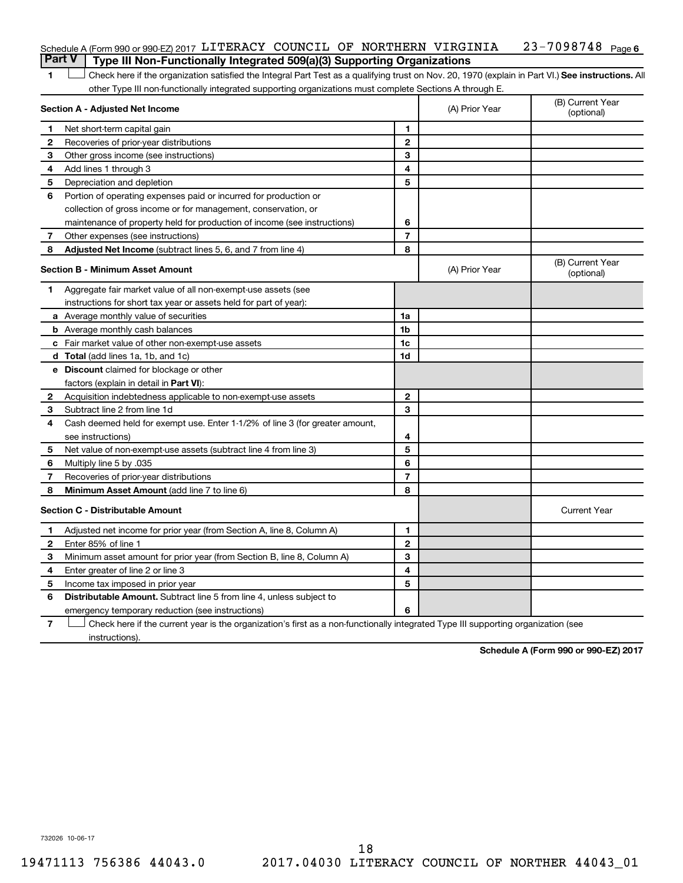Schedule A (Form 990 or 990-EZ) 2017 LITERACY COUNCIL OF NORTHERN VIRGINIA 23-7098748 Page 6

## Part V Type III Non-Functionally Integrated 509(a)(3) Supporting Organizations

1 ☐ Check here if the organization satisfied the Integral Part Test as a qualifying trust on Nov. 20, 1970 (explain in Part VI.) **See instructions.** All other Type III non-functionally integrated supporting organizations must complete Sections A through E.

| **Section A - Adjusted Net Income** | | | (A) Prior Year | (B) Current Year (optional) |
|---|---|---|---|---|
| 1 | Net short-term capital gain | 1 | | |
| 2 | Recoveries of prior-year distributions | 2 | | |
| 3 | Other gross income (see instructions) | 3 | | |
| 4 | Add lines 1 through 3 | 4 | | |
| 5 | Depreciation and depletion | 5 | | |
| 6 | Portion of operating expenses paid or incurred for production or collection of gross income or for management, conservation, or maintenance of property held for production of income (see instructions) | 6 | | |
| 7 | Other expenses (see instructions) | 7 | | |
| 8 | **Adjusted Net Income** (subtract lines 5, 6, and 7 from line 4) | 8 | | |

| **Section B - Minimum Asset Amount** | | | (A) Prior Year | (B) Current Year (optional) |
|---|---|---|---|---|
| 1 | Aggregate fair market value of all non-exempt-use assets (see instructions for short tax year or assets held for part of year): | | | |
| a | Average monthly value of securities | 1a | | |
| b | Average monthly cash balances | 1b | | |
| c | Fair market value of other non-exempt-use assets | 1c | | |
| d | **Total** (add lines 1a, 1b, and 1c) | 1d | | |
| e | **Discount** claimed for blockage or other factors (explain in detail in **Part VI**): | | | |
| 2 | Acquisition indebtedness applicable to non-exempt-use assets | 2 | | |
| 3 | Subtract line 2 from line 1d | 3 | | |
| 4 | Cash deemed held for exempt use. Enter 1-1/2% of line 3 (for greater amount, see instructions) | 4 | | |
| 5 | Net value of non-exempt-use assets (subtract line 4 from line 3) | 5 | | |
| 6 | Multiply line 5 by .035 | 6 | | |
| 7 | Recoveries of prior-year distributions | 7 | | |
| 8 | **Minimum Asset Amount** (add line 7 to line 6) | 8 | | |

| **Section C - Distributable Amount** | | | | Current Year |
|---|---|---|---|---|
| 1 | Adjusted net income for prior year (from Section A, line 8, Column A) | 1 | | |
| 2 | Enter 85% of line 1 | 2 | | |
| 3 | Minimum asset amount for prior year (from Section B, line 8, Column A) | 3 | | |
| 4 | Enter greater of line 2 or line 3 | 4 | | |
| 5 | Income tax imposed in prior year | 5 | | |
| 6 | **Distributable Amount.** Subtract line 5 from line 4, unless subject to emergency temporary reduction (see instructions) | 6 | | |

7 ☐ Check here if the current year is the organization's first as a non-functionally integrated Type III supporting organization (see instructions).

**Schedule A (Form 990 or 990-EZ) 2017**

732026 10-06-17

19471113 756386 44043.0 2017.04030 LITERACY COUNCIL OF NORTHER 44043_01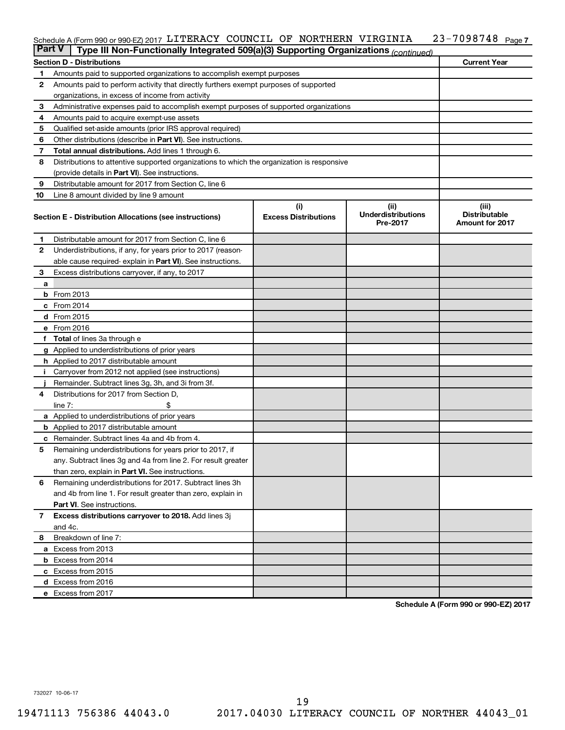Schedule A (Form 990 or 990-EZ) 2017 LITERACY COUNCIL OF NORTHERN VIRGINIA 23-7098748 Page 7

## Part V Type III Non-Functionally Integrated 509(a)(3) Supporting Organizations *(continued)*

| Section D - Distributions | | Current Year |
|---|---|---|
| 1 | Amounts paid to supported organizations to accomplish exempt purposes | |
| 2 | Amounts paid to perform activity that directly furthers exempt purposes of supported organizations, in excess of income from activity | |
| 3 | Administrative expenses paid to accomplish exempt purposes of supported organizations | |
| 4 | Amounts paid to acquire exempt-use assets | |
| 5 | Qualified set-aside amounts (prior IRS approval required) | |
| 6 | Other distributions (describe in **Part VI**). See instructions. | |
| 7 | **Total annual distributions.** Add lines 1 through 6. | |
| 8 | Distributions to attentive supported organizations to which the organization is responsive (provide details in **Part VI**). See instructions. | |
| 9 | Distributable amount for 2017 from Section C, line 6 | |
| 10 | Line 8 amount divided by line 9 amount | |

| Section E - Distribution Allocations (see instructions) | (i) Excess Distributions | (ii) Underdistributions Pre-2017 | (iii) Distributable Amount for 2017 |
|---|---|---|---|
| 1 Distributable amount for 2017 from Section C, line 6 | | | |
| 2 Underdistributions, if any, for years prior to 2017 (reasonable cause required- explain in **Part VI**). See instructions. | | | |
| 3 Excess distributions carryover, if any, to 2017 | | | |
| a | | | |
| b From 2013 | | | |
| c From 2014 | | | |
| d From 2015 | | | |
| e From 2016 | | | |
| f **Total** of lines 3a through e | | | |
| g Applied to underdistributions of prior years | | | |
| h Applied to 2017 distributable amount | | | |
| i Carryover from 2012 not applied (see instructions) | | | |
| j Remainder. Subtract lines 3g, 3h, and 3i from 3f. | | | |
| 4 Distributions for 2017 from Section D, line 7: $ | | | |
| a Applied to underdistributions of prior years | | | |
| b Applied to 2017 distributable amount | | | |
| c Remainder. Subtract lines 4a and 4b from 4. | | | |
| 5 Remaining underdistributions for years prior to 2017, if any. Subtract lines 3g and 4a from line 2. For result greater than zero, explain in **Part VI.** See instructions. | | | |
| 6 Remaining underdistributions for 2017. Subtract lines 3h and 4b from line 1. For result greater than zero, explain in **Part VI**. See instructions. | | | |
| 7 **Excess distributions carryover to 2018.** Add lines 3j and 4c. | | | |
| 8 Breakdown of line 7: | | | |
| a Excess from 2013 | | | |
| b Excess from 2014 | | | |
| c Excess from 2015 | | | |
| d Excess from 2016 | | | |
| e Excess from 2017 | | | |

**Schedule A (Form 990 or 990-EZ) 2017**

732027 10-06-17

19471113 756386 44043.0 2017.04030 LITERACY COUNCIL OF NORTHER 44043_01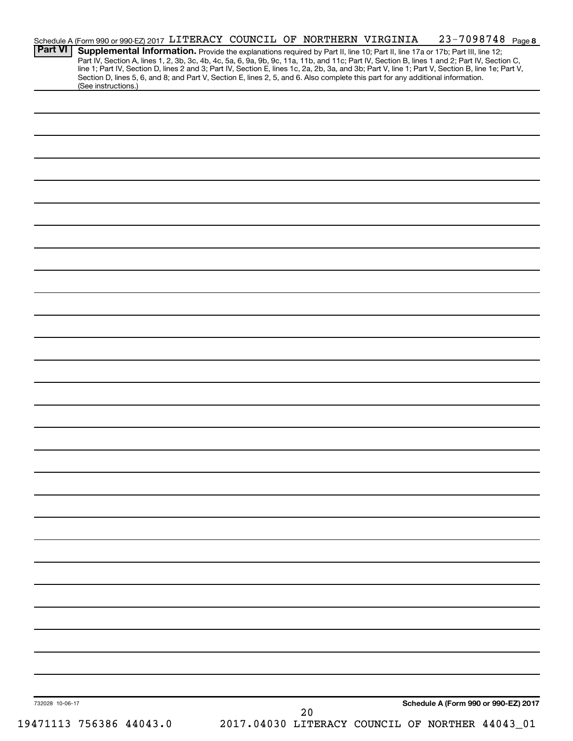Schedule A (Form 990 or 990-EZ) 2017 LITERACY COUNCIL OF NORTHERN VIRGINIA 23-7098748 Page 8

**Part VI** **Supplemental Information.** Provide the explanations required by Part II, line 10; Part II, line 17a or 17b; Part III, line 12; Part IV, Section A, lines 1, 2, 3b, 3c, 4b, 4c, 5a, 6, 9a, 9b, 9c, 11a, 11b, and 11c; Part IV, Section B, lines 1 and 2; Part IV, Section C, line 1; Part IV, Section D, lines 2 and 3; Part IV, Section E, lines 1c, 2a, 2b, 3a, and 3b; Part V, line 1; Part V, Section B, line 1e; Part V, Section D, lines 5, 6, and 8; and Part V, Section E, lines 2, 5, and 6. Also complete this part for any additional information. (See instructions.)

732028 10-06-17

**Schedule A (Form 990 or 990-EZ) 2017**

19471113 756386 44043.0 2017.04030 LITERACY COUNCIL OF NORTHER 44043_01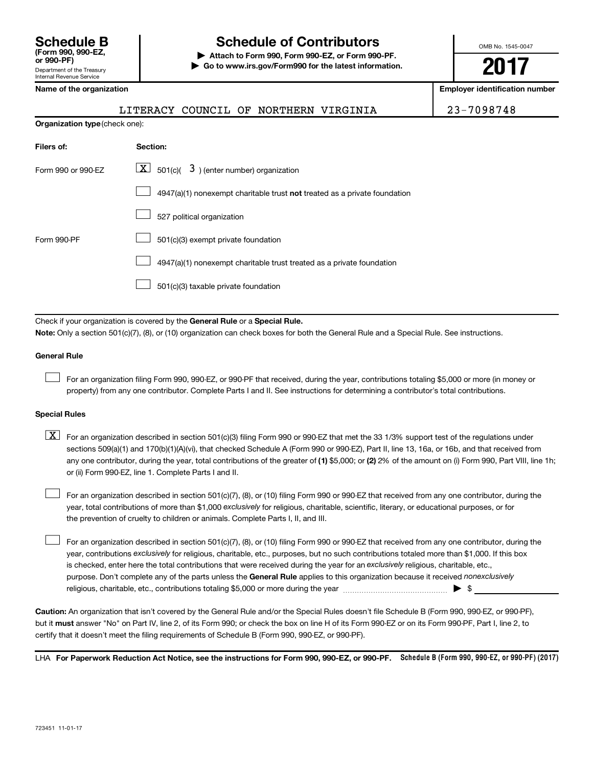# Schedule B (Form 990, 990-EZ, or 990-PF)

Department of the Treasury
Internal Revenue Service

## Schedule of Contributors

▶ **Attach to Form 990, Form 990-EZ, or Form 990-PF.**
▶ **Go to www.irs.gov/Form990 for the latest information.**

OMB No. 1545-0047

**2017**

**Name of the organization**

LITERACY COUNCIL OF NORTHERN VIRGINIA

**Employer identification number**

23-7098748

**Organization type** (check one):

| Filers of: | Section: |
|---|---|
| Form 990 or 990-EZ | [X] 501(c)( 3 ) (enter number) organization |
| | [ ] 4947(a)(1) nonexempt charitable trust **not** treated as a private foundation |
| | [ ] 527 political organization |
| Form 990-PF | [ ] 501(c)(3) exempt private foundation |
| | [ ] 4947(a)(1) nonexempt charitable trust treated as a private foundation |
| | [ ] 501(c)(3) taxable private foundation |

Check if your organization is covered by the **General Rule** or a **Special Rule.**

**Note:** Only a section 501(c)(7), (8), or (10) organization can check boxes for both the General Rule and a Special Rule. See instructions.

### General Rule

[ ] For an organization filing Form 990, 990-EZ, or 990-PF that received, during the year, contributions totaling $5,000 or more (in money or property) from any one contributor. Complete Parts I and II. See instructions for determining a contributor's total contributions.

### Special Rules

[X] For an organization described in section 501(c)(3) filing Form 990 or 990-EZ that met the 33 1/3% support test of the regulations under sections 509(a)(1) and 170(b)(1)(A)(vi), that checked Schedule A (Form 990 or 990-EZ), Part II, line 13, 16a, or 16b, and that received from any one contributor, during the year, total contributions of the greater of **(1)** $5,000; or **(2)** 2% of the amount on (i) Form 990, Part VIII, line 1h; or (ii) Form 990-EZ, line 1. Complete Parts I and II.

[ ] For an organization described in section 501(c)(7), (8), or (10) filing Form 990 or 990-EZ that received from any one contributor, during the year, total contributions of more than $1,000 *exclusively* for religious, charitable, scientific, literary, or educational purposes, or for the prevention of cruelty to children or animals. Complete Parts I, II, and III.

[ ] For an organization described in section 501(c)(7), (8), or (10) filing Form 990 or 990-EZ that received from any one contributor, during the year, contributions *exclusively* for religious, charitable, etc., purposes, but no such contributions totaled more than $1,000. If this box is checked, enter here the total contributions that were received during the year for an *exclusively* religious, charitable, etc., purpose. Don't complete any of the parts unless the **General Rule** applies to this organization because it received *nonexclusively* religious, charitable, etc., contributions totaling $5,000 or more during the year ▶ $ ____________

**Caution:** An organization that isn't covered by the General Rule and/or the Special Rules doesn't file Schedule B (Form 990, 990-EZ, or 990-PF), but it **must** answer "No" on Part IV, line 2, of its Form 990; or check the box on line H of its Form 990-EZ or on its Form 990-PF, Part I, line 2, to certify that it doesn't meet the filing requirements of Schedule B (Form 990, 990-EZ, or 990-PF).

LHA **For Paperwork Reduction Act Notice, see the instructions for Form 990, 990-EZ, or 990-PF.** **Schedule B (Form 990, 990-EZ, or 990-PF) (2017)**

723451 11-01-17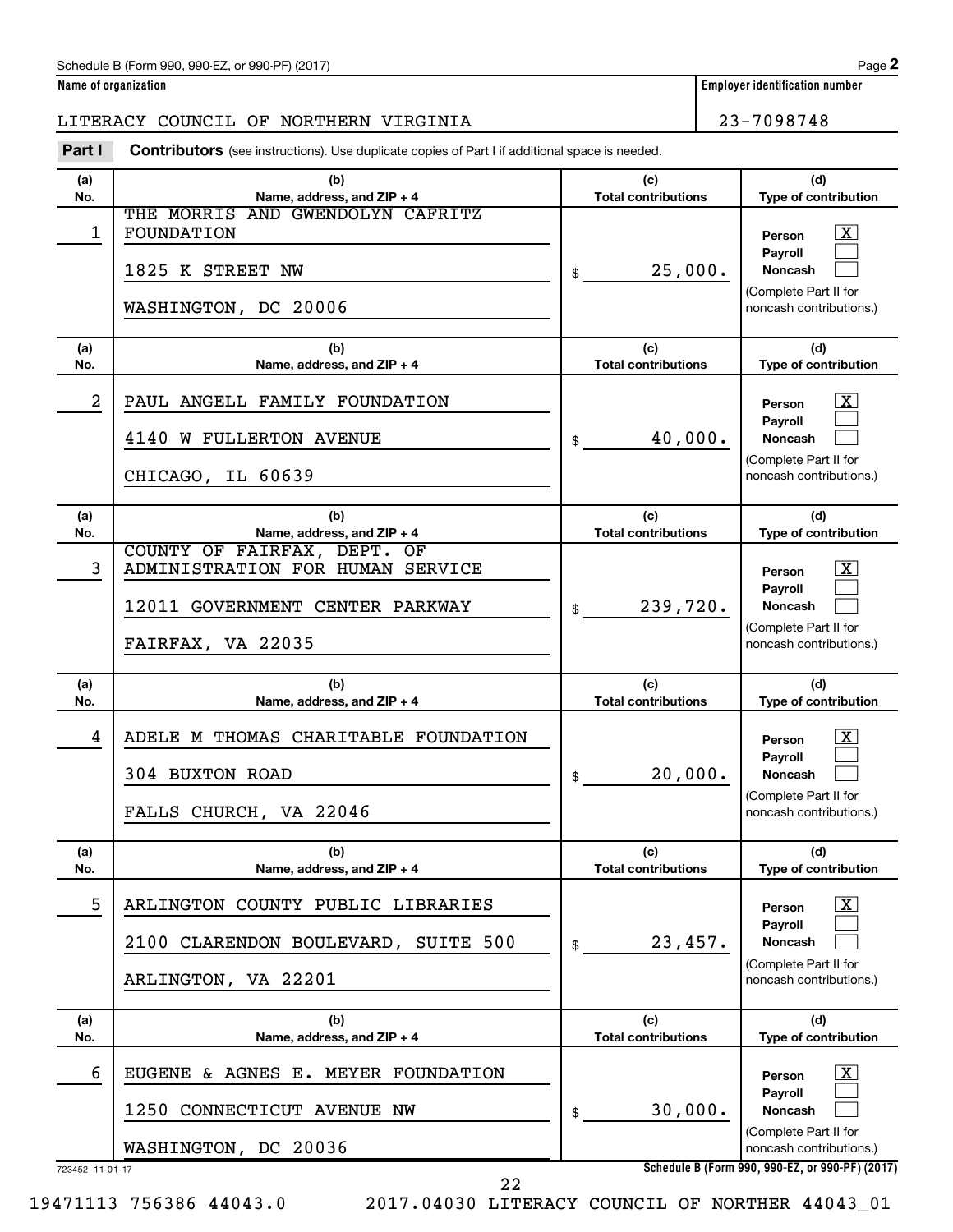Schedule B (Form 990, 990-EZ, or 990-PF) (2017)

**Name of organization**

LITERACY COUNCIL OF NORTHERN VIRGINIA

**Employer identification number**

23-7098748

**Part I** **Contributors** (see instructions). Use duplicate copies of Part I if additional space is needed.

| (a) No. | (b) Name, address, and ZIP + 4 | (c) Total contributions | (d) Type of contribution |
|---|---|---|---|
| 1 | THE MORRIS AND GWENDOLYN CAFRITZ FOUNDATION<br>1825 K STREET NW<br>WASHINGTON, DC 20006 | $ 25,000. | Person [X]<br>Payroll [ ]<br>Noncash [ ]<br>(Complete Part II for noncash contributions.) |
| 2 | PAUL ANGELL FAMILY FOUNDATION<br>4140 W FULLERTON AVENUE<br>CHICAGO, IL 60639 | $ 40,000. | Person [X]<br>Payroll [ ]<br>Noncash [ ]<br>(Complete Part II for noncash contributions.) |
| 3 | COUNTY OF FAIRFAX, DEPT. OF ADMINISTRATION FOR HUMAN SERVICE<br>12011 GOVERNMENT CENTER PARKWAY<br>FAIRFAX, VA 22035 | $ 239,720. | Person [X]<br>Payroll [ ]<br>Noncash [ ]<br>(Complete Part II for noncash contributions.) |
| 4 | ADELE M THOMAS CHARITABLE FOUNDATION<br>304 BUXTON ROAD<br>FALLS CHURCH, VA 22046 | $ 20,000. | Person [X]<br>Payroll [ ]<br>Noncash [ ]<br>(Complete Part II for noncash contributions.) |
| 5 | ARLINGTON COUNTY PUBLIC LIBRARIES<br>2100 CLARENDON BOULEVARD, SUITE 500<br>ARLINGTON, VA 22201 | $ 23,457. | Person [X]<br>Payroll [ ]<br>Noncash [ ]<br>(Complete Part II for noncash contributions.) |
| 6 | EUGENE & AGNES E. MEYER FOUNDATION<br>1250 CONNECTICUT AVENUE NW<br>WASHINGTON, DC 20036 | $ 30,000. | Person [X]<br>Payroll [ ]<br>Noncash [ ]<br>(Complete Part II for noncash contributions.) |

723452 11-01-17

Schedule B (Form 990, 990-EZ, or 990-PF) (2017)

19471113 756386 44043.0 2017.04030 LITERACY COUNCIL OF NORTHER 44043_01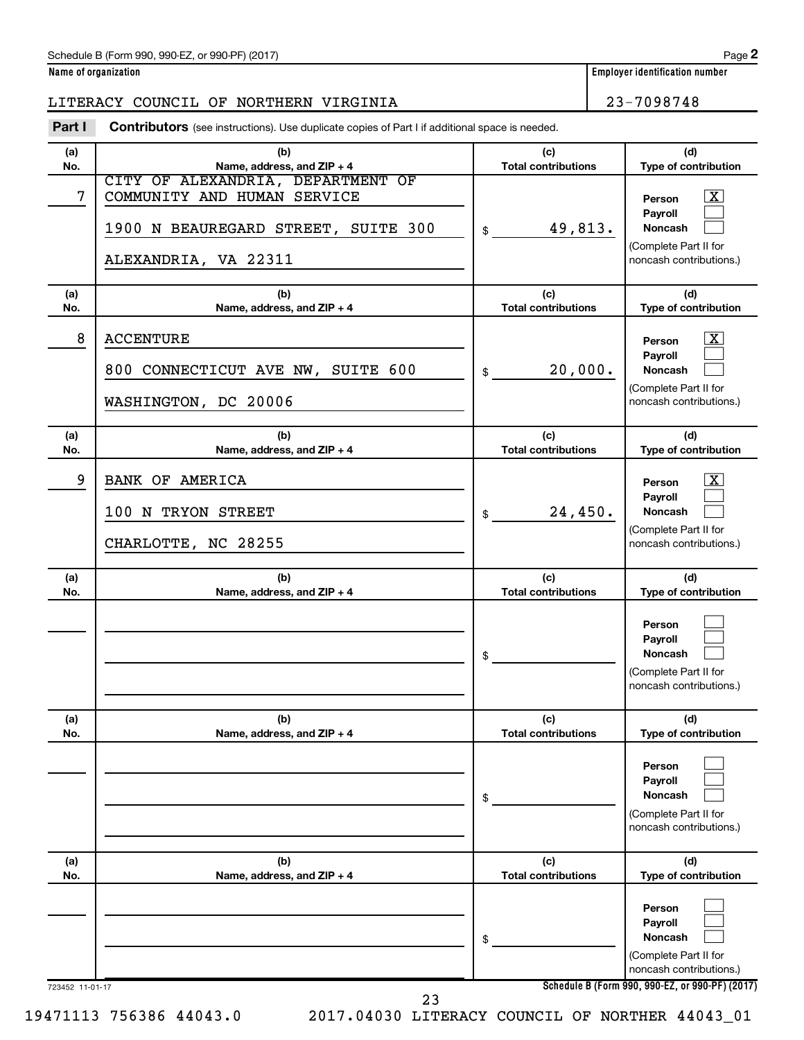Schedule B (Form 990, 990-EZ, or 990-PF) (2017)

**Name of organization**

LITERACY COUNCIL OF NORTHERN VIRGINIA

**Employer identification number**

23-7098748

**Part I** **Contributors** (see instructions). Use duplicate copies of Part I if additional space is needed.

| (a) No. | (b) Name, address, and ZIP + 4 | (c) Total contributions | (d) Type of contribution |
|---|---|---|---|
| 7 | CITY OF ALEXANDRIA, DEPARTMENT OF COMMUNITY AND HUMAN SERVICE<br>1900 N BEAUREGARD STREET, SUITE 300<br>ALEXANDRIA, VA 22311 | $ 49,813. | Person [X]<br>Payroll [ ]<br>Noncash [ ]<br>(Complete Part II for noncash contributions.) |
| 8 | ACCENTURE<br>800 CONNECTICUT AVE NW, SUITE 600<br>WASHINGTON, DC 20006 | $ 20,000. | Person [X]<br>Payroll [ ]<br>Noncash [ ]<br>(Complete Part II for noncash contributions.) |
| 9 | BANK OF AMERICA<br>100 N TRYON STREET<br>CHARLOTTE, NC 28255 | $ 24,450. | Person [X]<br>Payroll [ ]<br>Noncash [ ]<br>(Complete Part II for noncash contributions.) |
| | | $ | Person [ ]<br>Payroll [ ]<br>Noncash [ ]<br>(Complete Part II for noncash contributions.) |
| | | $ | Person [ ]<br>Payroll [ ]<br>Noncash [ ]<br>(Complete Part II for noncash contributions.) |
| | | $ | Person [ ]<br>Payroll [ ]<br>Noncash [ ]<br>(Complete Part II for noncash contributions.) |

723452 11-01-17

Schedule B (Form 990, 990-EZ, or 990-PF) (2017)

19471113 756386 44043.0 2017.04030 LITERACY COUNCIL OF NORTHER 44043_01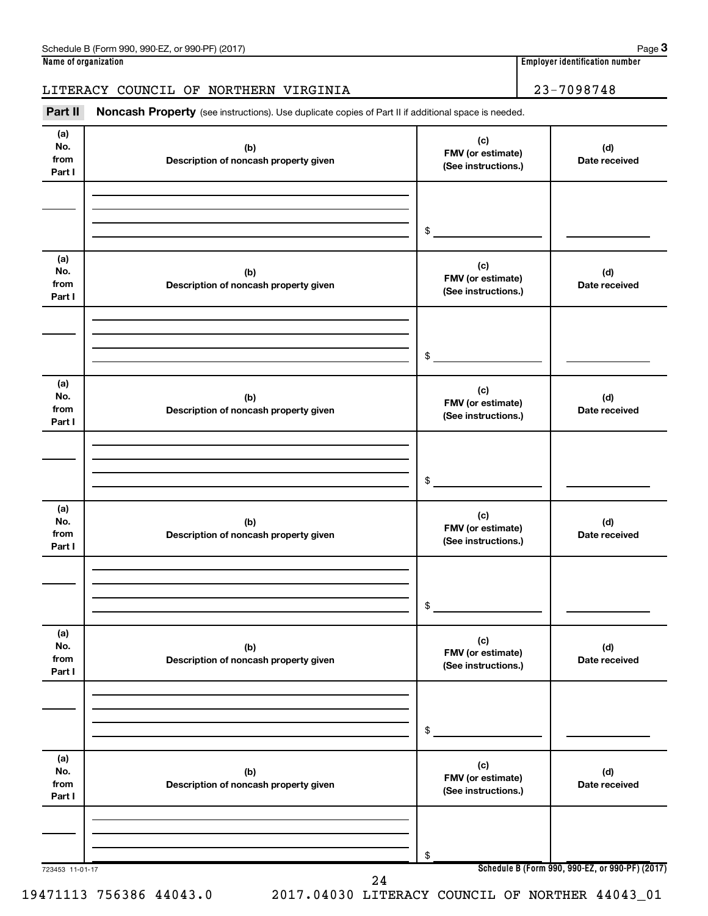Schedule B (Form 990, 990-EZ, or 990-PF) (2017)

**Name of organization**

LITERACY COUNCIL OF NORTHERN VIRGINIA

**Employer identification number**

23-7098748

**Part II** **Noncash Property** (see instructions). Use duplicate copies of Part II if additional space is needed.

| (a) No. from Part I | (b) Description of noncash property given | (c) FMV (or estimate) (See instructions.) | (d) Date received |
|---|---|---|---|
| | | $ | |

| (a) No. from Part I | (b) Description of noncash property given | (c) FMV (or estimate) (See instructions.) | (d) Date received |
|---|---|---|---|
| | | $ | |

| (a) No. from Part I | (b) Description of noncash property given | (c) FMV (or estimate) (See instructions.) | (d) Date received |
|---|---|---|---|
| | | $ | |

| (a) No. from Part I | (b) Description of noncash property given | (c) FMV (or estimate) (See instructions.) | (d) Date received |
|---|---|---|---|
| | | $ | |

| (a) No. from Part I | (b) Description of noncash property given | (c) FMV (or estimate) (See instructions.) | (d) Date received |
|---|---|---|---|
| | | $ | |

| (a) No. from Part I | (b) Description of noncash property given | (c) FMV (or estimate) (See instructions.) | (d) Date received |
|---|---|---|---|
| | | $ | |

723453 11-01-17

**Schedule B (Form 990, 990-EZ, or 990-PF) (2017)**

19471113 756386 44043.0 2017.04030 LITERACY COUNCIL OF NORTHER 44043_01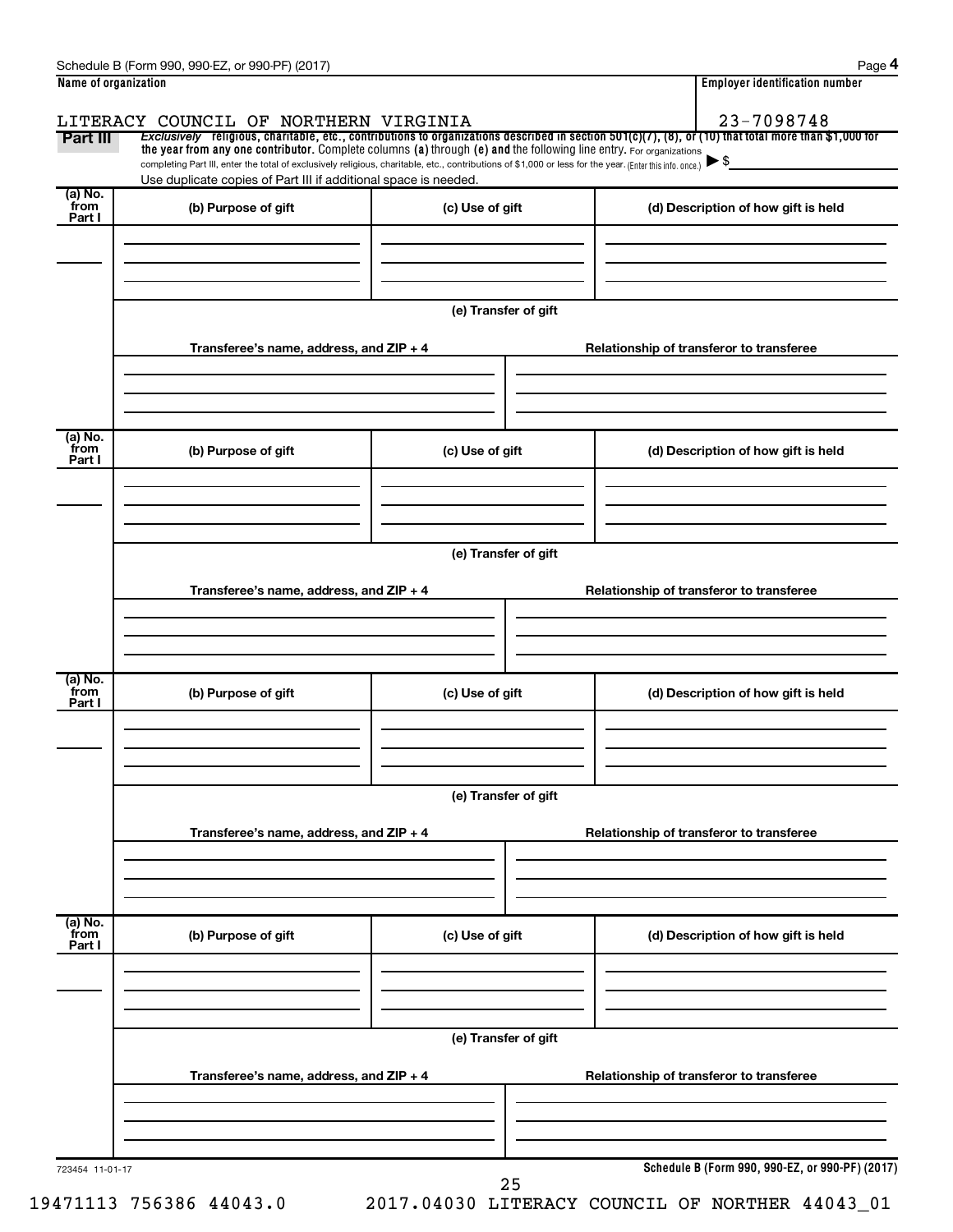Schedule B (Form 990, 990-EZ, or 990-PF) (2017) Page **4**

| Name of organization | Employer identification number |
|---|---|
| LITERACY COUNCIL OF NORTHERN VIRGINIA | 23-7098748 |

**Part III** *Exclusively* **religious, charitable, etc., contributions to organizations described in section 501(c)(7), (8), or (10) that total more than $1,000 for the year from any one contributor.** Complete columns **(a)** through **(e) and** the following line entry. For organizations completing Part III, enter the total of exclusively religious, charitable, etc., contributions of $1,000 or less for the year. (Enter this info. once.) ▶ $

Use duplicate copies of Part III if additional space is needed.

| (a) No. from Part I | (b) Purpose of gift | (c) Use of gift | (d) Description of how gift is held |
|---|---|---|---|
| | | | |

(e) Transfer of gift

| Transferee's name, address, and ZIP + 4 | Relationship of transferor to transferee |
|---|---|
| | |

| (a) No. from Part I | (b) Purpose of gift | (c) Use of gift | (d) Description of how gift is held |
|---|---|---|---|
| | | | |

(e) Transfer of gift

| Transferee's name, address, and ZIP + 4 | Relationship of transferor to transferee |
|---|---|
| | |

| (a) No. from Part I | (b) Purpose of gift | (c) Use of gift | (d) Description of how gift is held |
|---|---|---|---|
| | | | |

(e) Transfer of gift

| Transferee's name, address, and ZIP + 4 | Relationship of transferor to transferee |
|---|---|
| | |

| (a) No. from Part I | (b) Purpose of gift | (c) Use of gift | (d) Description of how gift is held |
|---|---|---|---|
| | | | |

(e) Transfer of gift

| Transferee's name, address, and ZIP + 4 | Relationship of transferor to transferee |
|---|---|
| | |

723454 11-01-17 **Schedule B (Form 990, 990-EZ, or 990-PF) (2017)**

19471113 756386 44043.0 2017.04030 LITERACY COUNCIL OF NORTHER 44043_01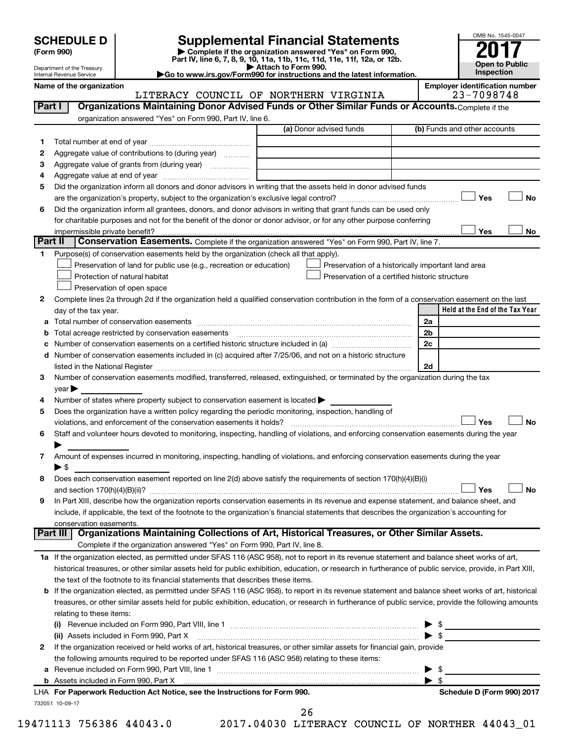# SCHEDULE D (Form 990)

Department of the Treasury
Internal Revenue Service

# Supplemental Financial Statements

▶ Complete if the organization answered "Yes" on Form 990, Part IV, line 6, 7, 8, 9, 10, 11a, 11b, 11c, 11d, 11e, 11f, 12a, or 12b.
▶ Attach to Form 990.
▶Go to www.irs.gov/Form990 for instructions and the latest information.

OMB No. 1545-0047

**2017**

**Open to Public Inspection**

Name of the organization: LITERACY COUNCIL OF NORTHERN VIRGINIA

Employer identification number: 23-7098748

## Part I Organizations Maintaining Donor Advised Funds or Other Similar Funds or Accounts.

Complete if the organization answered "Yes" on Form 990, Part IV, line 6.

| | | (a) Donor advised funds | (b) Funds and other accounts |
|---|---|---|---|
| 1 | Total number at end of year | | |
| 2 | Aggregate value of contributions to (during year) | | |
| 3 | Aggregate value of grants from (during year) | | |
| 4 | Aggregate value at end of year | | |

5 Did the organization inform all donors and donor advisors in writing that the assets held in donor advised funds are the organization's property, subject to the organization's exclusive legal control? ☐ Yes ☐ No

6 Did the organization inform all grantees, donors, and donor advisors in writing that grant funds can be used only for charitable purposes and not for the benefit of the donor or donor advisor, or for any other purpose conferring impermissible private benefit? ☐ Yes ☐ No

## Part II Conservation Easements.

Complete if the organization answered "Yes" on Form 990, Part IV, line 7.

1 Purpose(s) of conservation easements held by the organization (check all that apply).

- ☐ Preservation of land for public use (e.g., recreation or education)
- ☐ Protection of natural habitat
- ☐ Preservation of open space
- ☐ Preservation of a historically important land area
- ☐ Preservation of a certified historic structure

2 Complete lines 2a through 2d if the organization held a qualified conservation contribution in the form of a conservation easement on the last day of the tax year.

| | | | Held at the End of the Tax Year |
|---|---|---|---|
| a | Total number of conservation easements | 2a | |
| b | Total acreage restricted by conservation easements | 2b | |
| c | Number of conservation easements on a certified historic structure included in (a) | 2c | |
| d | Number of conservation easements included in (c) acquired after 7/25/06, and not on a historic structure listed in the National Register | 2d | |

3 Number of conservation easements modified, transferred, released, extinguished, or terminated by the organization during the tax year ▶

4 Number of states where property subject to conservation easement is located ▶

5 Does the organization have a written policy regarding the periodic monitoring, inspection, handling of violations, and enforcement of the conservation easements it holds? ☐ Yes ☐ No

6 Staff and volunteer hours devoted to monitoring, inspecting, handling of violations, and enforcing conservation easements during the year ▶

7 Amount of expenses incurred in monitoring, inspecting, handling of violations, and enforcing conservation easements during the year ▶ $

8 Does each conservation easement reported on line 2(d) above satisfy the requirements of section 170(h)(4)(B)(i) and section 170(h)(4)(B)(ii)? ☐ Yes ☐ No

9 In Part XIII, describe how the organization reports conservation easements in its revenue and expense statement, and balance sheet, and include, if applicable, the text of the footnote to the organization's financial statements that describes the organization's accounting for conservation easements.

## Part III Organizations Maintaining Collections of Art, Historical Treasures, or Other Similar Assets.

Complete if the organization answered "Yes" on Form 990, Part IV, line 8.

1a If the organization elected, as permitted under SFAS 116 (ASC 958), not to report in its revenue statement and balance sheet works of art, historical treasures, or other similar assets held for public exhibition, education, or research in furtherance of public service, provide, in Part XIII, the text of the footnote to its financial statements that describes these items.

b If the organization elected, as permitted under SFAS 116 (ASC 958), to report in its revenue statement and balance sheet works of art, historical treasures, or other similar assets held for public exhibition, education, or research in furtherance of public service, provide the following amounts relating to these items:

(i) Revenue included on Form 990, Part VIII, line 1 ▶ $

(ii) Assets included in Form 990, Part X ▶ $

2 If the organization received or held works of art, historical treasures, or other similar assets for financial gain, provide the following amounts required to be reported under SFAS 116 (ASC 958) relating to these items:

a Revenue included on Form 990, Part VIII, line 1 ▶ $

b Assets included in Form 990, Part X ▶ $

LHA For Paperwork Reduction Act Notice, see the Instructions for Form 990. Schedule D (Form 990) 2017

732051 10-09-17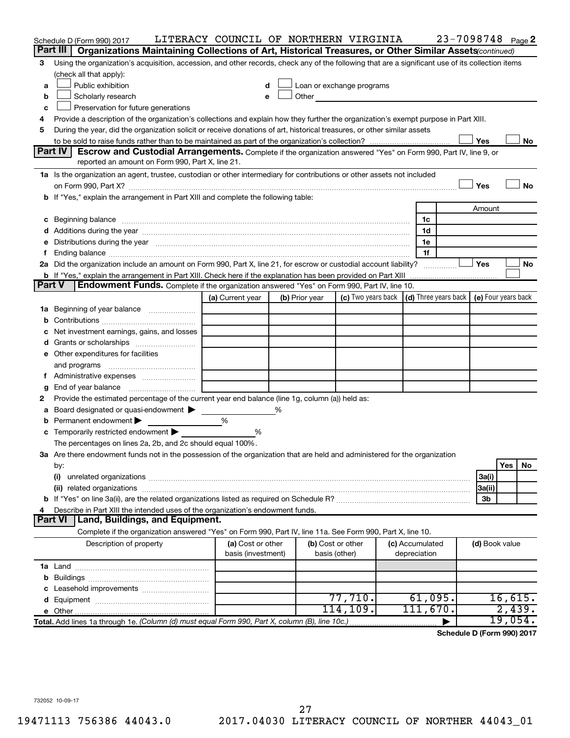Schedule D (Form 990) 2017 LITERACY COUNCIL OF NORTHERN VIRGINIA 23-7098748 Page 2

## Part III Organizations Maintaining Collections of Art, Historical Treasures, or Other Similar Assets *(continued)*

3 Using the organization's acquisition, accession, and other records, check any of the following that are a significant use of its collection items (check all that apply):

a ☐ Public exhibition
b ☐ Scholarly research
c ☐ Preservation for future generations
d ☐ Loan or exchange programs
e ☐ Other

4 Provide a description of the organization's collections and explain how they further the organization's exempt purpose in Part XIII.

5 During the year, did the organization solicit or receive donations of art, historical treasures, or other similar assets to be sold to raise funds rather than to be maintained as part of the organization's collection? ☐ Yes ☐ No

## Part IV Escrow and Custodial Arrangements.

Complete if the organization answered "Yes" on Form 990, Part IV, line 9, or reported an amount on Form 990, Part X, line 21.

1a Is the organization an agent, trustee, custodian or other intermediary for contributions or other assets not included on Form 990, Part X? ☐ Yes ☐ No

b If "Yes," explain the arrangement in Part XIII and complete the following table:

| | | Amount |
|---|---|---|
| c Beginning balance | 1c | |
| d Additions during the year | 1d | |
| e Distributions during the year | 1e | |
| f Ending balance | 1f | |

2a Did the organization include an amount on Form 990, Part X, line 21, for escrow or custodial account liability? ☐ Yes ☐ No

b If "Yes," explain the arrangement in Part XIII. Check here if the explanation has been provided on Part XIII ☐

## Part V Endowment Funds.

Complete if the organization answered "Yes" on Form 990, Part IV, line 10.

| | (a) Current year | (b) Prior year | (c) Two years back | (d) Three years back | (e) Four years back |
|---|---|---|---|---|---|
| 1a Beginning of year balance | | | | | |
| b Contributions | | | | | |
| c Net investment earnings, gains, and losses | | | | | |
| d Grants or scholarships | | | | | |
| e Other expenditures for facilities and programs | | | | | |
| f Administrative expenses | | | | | |
| g End of year balance | | | | | |

2 Provide the estimated percentage of the current year end balance (line 1g, column (a)) held as:

a Board designated or quasi-endowment ▶ %
b Permanent endowment ▶ %
c Temporarily restricted endowment ▶ %

The percentages on lines 2a, 2b, and 2c should equal 100%.

3a Are there endowment funds not in the possession of the organization that are held and administered for the organization by:

| | | Yes | No |
|---|---|---|---|
| (i) unrelated organizations | 3a(i) | | |
| (ii) related organizations | 3a(ii) | | |
| b If "Yes" on line 3a(ii), are the related organizations listed as required on Schedule R? | 3b | | |

4 Describe in Part XIII the intended uses of the organization's endowment funds.

## Part VI Land, Buildings, and Equipment.

Complete if the organization answered "Yes" on Form 990, Part IV, line 11a. See Form 990, Part X, line 10.

| Description of property | (a) Cost or other basis (investment) | (b) Cost or other basis (other) | (c) Accumulated depreciation | (d) Book value |
|---|---|---|---|---|
| 1a Land | | | | |
| b Buildings | | | | |
| c Leasehold improvements | | | | |
| d Equipment | | 77,710. | 61,095. | 16,615. |
| e Other | | 114,109. | 111,670. | 2,439. |
| **Total.** Add lines 1a through 1e. *(Column (d) must equal Form 990, Part X, column (B), line 10c.)* | | | ▶ | 19,054. |

**Schedule D (Form 990) 2017**

732052 10-09-17

19471113 756386 44043.0 2017.04030 LITERACY COUNCIL OF NORTHER 44043_01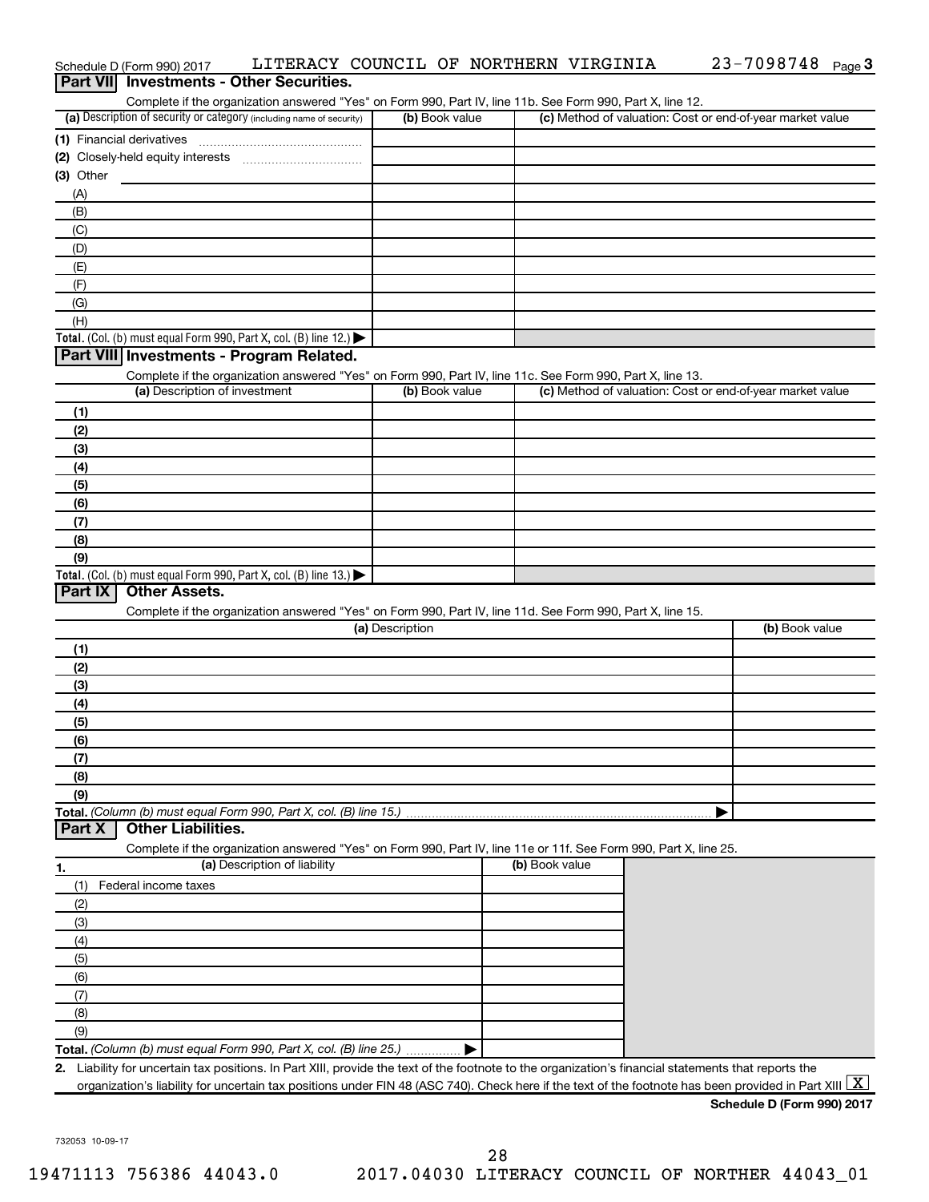Schedule D (Form 990) 2017 LITERACY COUNCIL OF NORTHERN VIRGINIA 23-7098748 Page 3

## Part VII Investments - Other Securities.

Complete if the organization answered "Yes" on Form 990, Part IV, line 11b. See Form 990, Part X, line 12.

| (a) Description of security or category (including name of security) | (b) Book value | (c) Method of valuation: Cost or end-of-year market value |
|---|---|---|
| (1) Financial derivatives | | |
| (2) Closely-held equity interests | | |
| (3) Other | | |
| (A) | | |
| (B) | | |
| (C) | | |
| (D) | | |
| (E) | | |
| (F) | | |
| (G) | | |
| (H) | | |
| **Total.** (Col. (b) must equal Form 990, Part X, col. (B) line 12.) ▶ | | |

## Part VIII Investments - Program Related.

Complete if the organization answered "Yes" on Form 990, Part IV, line 11c. See Form 990, Part X, line 13.

| (a) Description of investment | (b) Book value | (c) Method of valuation: Cost or end-of-year market value |
|---|---|---|
| (1) | | |
| (2) | | |
| (3) | | |
| (4) | | |
| (5) | | |
| (6) | | |
| (7) | | |
| (8) | | |
| (9) | | |
| **Total.** (Col. (b) must equal Form 990, Part X, col. (B) line 13.) ▶ | | |

## Part IX Other Assets.

Complete if the organization answered "Yes" on Form 990, Part IV, line 11d. See Form 990, Part X, line 15.

| (a) Description | (b) Book value |
|---|---|
| (1) | |
| (2) | |
| (3) | |
| (4) | |
| (5) | |
| (6) | |
| (7) | |
| (8) | |
| (9) | |
| **Total.** *(Column (b) must equal Form 990, Part X, col. (B) line 15.)* ▶ | |

## Part X Other Liabilities.

Complete if the organization answered "Yes" on Form 990, Part IV, line 11e or 11f. See Form 990, Part X, line 25.

| 1. (a) Description of liability | (b) Book value |
|---|---|
| (1) Federal income taxes | |
| (2) | |
| (3) | |
| (4) | |
| (5) | |
| (6) | |
| (7) | |
| (8) | |
| (9) | |
| **Total.** *(Column (b) must equal Form 990, Part X, col. (B) line 25.)* ▶ | |

**2.** Liability for uncertain tax positions. In Part XIII, provide the text of the footnote to the organization's financial statements that reports the organization's liability for uncertain tax positions under FIN 48 (ASC 740). Check here if the text of the footnote has been provided in Part XIII [X]

**Schedule D (Form 990) 2017**

732053 10-09-17

19471113 756386 44043.0 2017.04030 LITERACY COUNCIL OF NORTHER 44043_01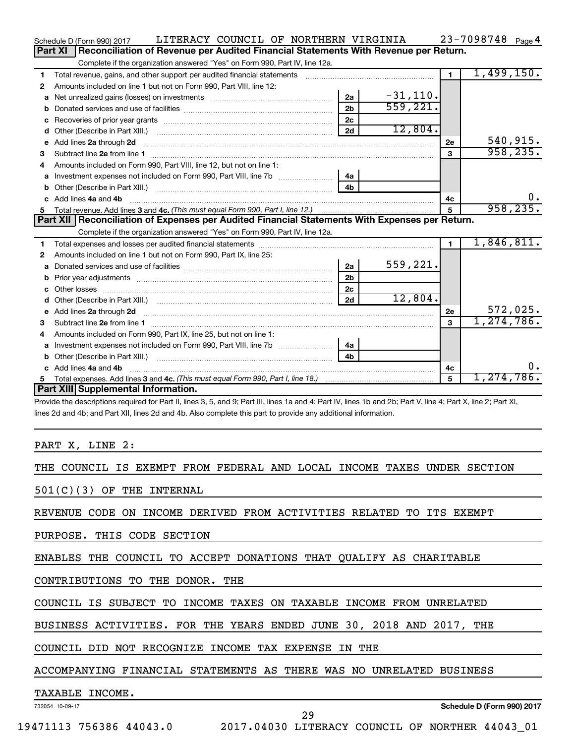Schedule D (Form 990) 2017 LITERACY COUNCIL OF NORTHERN VIRGINIA 23-7098748 Page 4

## Part XI Reconciliation of Revenue per Audited Financial Statements With Revenue per Return.

Complete if the organization answered "Yes" on Form 990, Part IV, line 12a.

| | | | | | |
|---|---|---|---|---|---|
| 1 | Total revenue, gains, and other support per audited financial statements | | | 1 | 1,499,150. |
| 2 | Amounts included on line 1 but not on Form 990, Part VIII, line 12: | | | | |
| a | Net unrealized gains (losses) on investments | 2a | -31,110. | | |
| b | Donated services and use of facilities | 2b | 559,221. | | |
| c | Recoveries of prior year grants | 2c | | | |
| d | Other (Describe in Part XIII.) | 2d | 12,804. | | |
| e | Add lines 2a through 2d | | | 2e | 540,915. |
| 3 | Subtract line 2e from line 1 | | | 3 | 958,235. |
| 4 | Amounts included on Form 990, Part VIII, line 12, but not on line 1: | | | | |
| a | Investment expenses not included on Form 990, Part VIII, line 7b | 4a | | | |
| b | Other (Describe in Part XIII.) | 4b | | | |
| c | Add lines 4a and 4b | | | 4c | 0. |
| 5 | Total revenue. Add lines 3 and 4c. *(This must equal Form 990, Part I, line 12.)* | | | 5 | 958,235. |

## Part XII Reconciliation of Expenses per Audited Financial Statements With Expenses per Return.

Complete if the organization answered "Yes" on Form 990, Part IV, line 12a.

| | | | | | |
|---|---|---|---|---|---|
| 1 | Total expenses and losses per audited financial statements | | | 1 | 1,846,811. |
| 2 | Amounts included on line 1 but not on Form 990, Part IX, line 25: | | | | |
| a | Donated services and use of facilities | 2a | 559,221. | | |
| b | Prior year adjustments | 2b | | | |
| c | Other losses | 2c | | | |
| d | Other (Describe in Part XIII.) | 2d | 12,804. | | |
| e | Add lines 2a through 2d | | | 2e | 572,025. |
| 3 | Subtract line 2e from line 1 | | | 3 | 1,274,786. |
| 4 | Amounts included on Form 990, Part IX, line 25, but not on line 1: | | | | |
| a | Investment expenses not included on Form 990, Part VIII, line 7b | 4a | | | |
| b | Other (Describe in Part XIII.) | 4b | | | |
| c | Add lines 4a and 4b | | | 4c | 0. |
| 5 | Total expenses. Add lines 3 and 4c. *(This must equal Form 990, Part I, line 18.)* | | | 5 | 1,274,786. |

## Part XIII Supplemental Information.

Provide the descriptions required for Part II, lines 3, 5, and 9; Part III, lines 1a and 4; Part IV, lines 1b and 2b; Part V, line 4; Part X, line 2; Part XI, lines 2d and 4b; and Part XII, lines 2d and 4b. Also complete this part to provide any additional information.

PART X, LINE 2:

THE COUNCIL IS EXEMPT FROM FEDERAL AND LOCAL INCOME TAXES UNDER SECTION 501(C)(3) OF THE INTERNAL REVENUE CODE ON INCOME DERIVED FROM ACTIVITIES RELATED TO ITS EXEMPT PURPOSE. THIS CODE SECTION ENABLES THE COUNCIL TO ACCEPT DONATIONS THAT QUALIFY AS CHARITABLE CONTRIBUTIONS TO THE DONOR. THE COUNCIL IS SUBJECT TO INCOME TAXES ON TAXABLE INCOME FROM UNRELATED BUSINESS ACTIVITIES. FOR THE YEARS ENDED JUNE 30, 2018 AND 2017, THE COUNCIL DID NOT RECOGNIZE INCOME TAX EXPENSE IN THE ACCOMPANYING FINANCIAL STATEMENTS AS THERE WAS NO UNRELATED BUSINESS TAXABLE INCOME.

732054 10-09-17 Schedule D (Form 990) 2017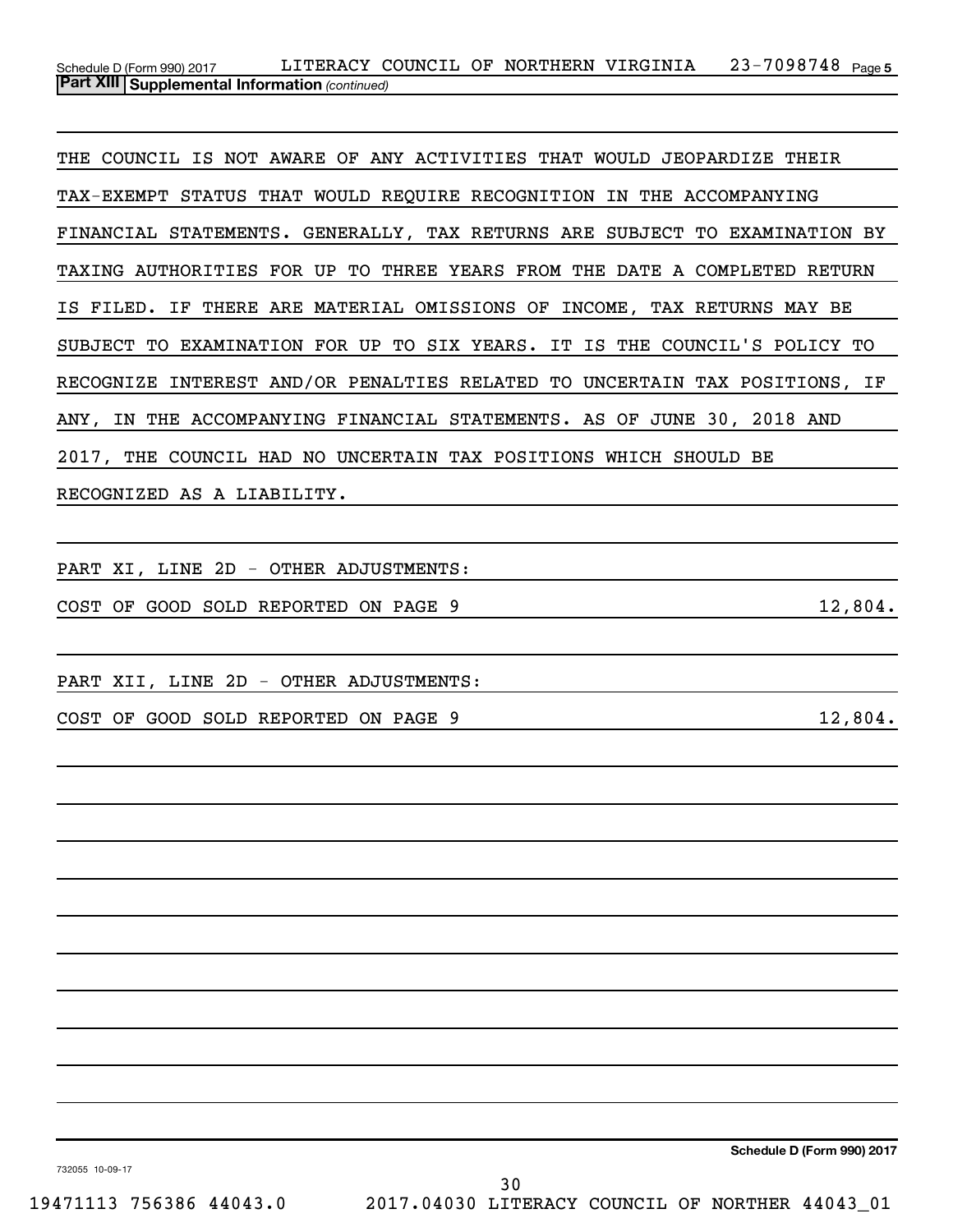Schedule D (Form 990) 2017 LITERACY COUNCIL OF NORTHERN VIRGINIA 23-7098748 Page 5

**Part XIII Supplemental Information** *(continued)*

THE COUNCIL IS NOT AWARE OF ANY ACTIVITIES THAT WOULD JEOPARDIZE THEIR TAX-EXEMPT STATUS THAT WOULD REQUIRE RECOGNITION IN THE ACCOMPANYING FINANCIAL STATEMENTS. GENERALLY, TAX RETURNS ARE SUBJECT TO EXAMINATION BY TAXING AUTHORITIES FOR UP TO THREE YEARS FROM THE DATE A COMPLETED RETURN IS FILED. IF THERE ARE MATERIAL OMISSIONS OF INCOME, TAX RETURNS MAY BE SUBJECT TO EXAMINATION FOR UP TO SIX YEARS. IT IS THE COUNCIL'S POLICY TO RECOGNIZE INTEREST AND/OR PENALTIES RELATED TO UNCERTAIN TAX POSITIONS, IF ANY, IN THE ACCOMPANYING FINANCIAL STATEMENTS. AS OF JUNE 30, 2018 AND 2017, THE COUNCIL HAD NO UNCERTAIN TAX POSITIONS WHICH SHOULD BE RECOGNIZED AS A LIABILITY.

PART XI, LINE 2D - OTHER ADJUSTMENTS:

COST OF GOOD SOLD REPORTED ON PAGE 9 12,804.

PART XII, LINE 2D - OTHER ADJUSTMENTS:

COST OF GOOD SOLD REPORTED ON PAGE 9 12,804.

Schedule D (Form 990) 2017

732055 10-09-17

19471113 756386 44043.0 2017.04030 LITERACY COUNCIL OF NORTHER 44043_01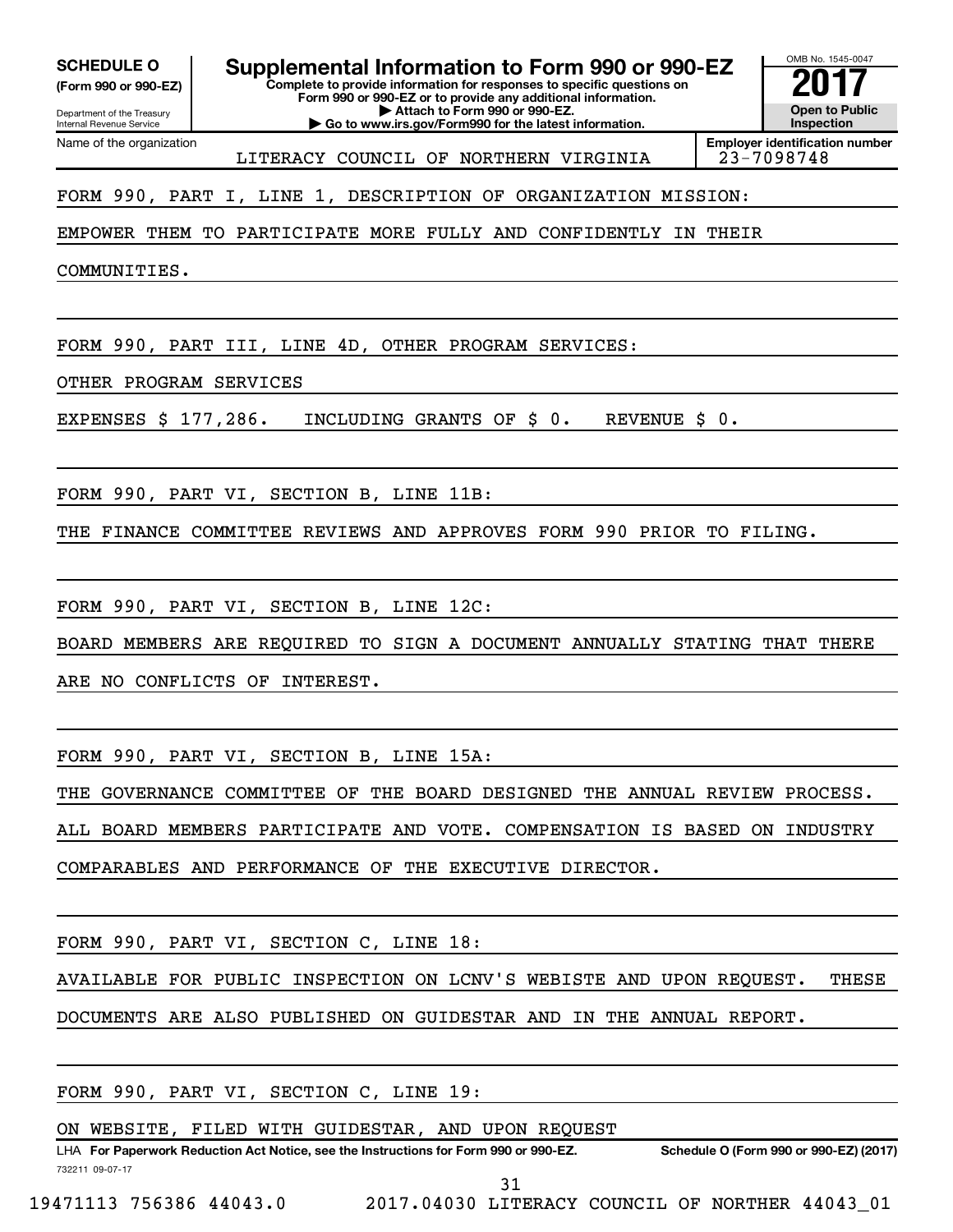**SCHEDULE O**
**(Form 990 or 990-EZ)**

Department of the Treasury
Internal Revenue Service

# Supplemental Information to Form 990 or 990-EZ

**Complete to provide information for responses to specific questions on Form 990 or 990-EZ or to provide any additional information.**
**▶ Attach to Form 990 or 990-EZ.**
**▶ Go to www.irs.gov/Form990 for the latest information.**

OMB No. 1545-0047
**2017**
**Open to Public Inspection**

Name of the organization: LITERACY COUNCIL OF NORTHERN VIRGINIA
**Employer identification number**: 23-7098748

FORM 990, PART I, LINE 1, DESCRIPTION OF ORGANIZATION MISSION:

EMPOWER THEM TO PARTICIPATE MORE FULLY AND CONFIDENTLY IN THEIR COMMUNITIES.

FORM 990, PART III, LINE 4D, OTHER PROGRAM SERVICES:

OTHER PROGRAM SERVICES

EXPENSES $ 177,286. INCLUDING GRANTS OF $ 0. REVENUE $ 0.

FORM 990, PART VI, SECTION B, LINE 11B:

THE FINANCE COMMITTEE REVIEWS AND APPROVES FORM 990 PRIOR TO FILING.

FORM 990, PART VI, SECTION B, LINE 12C:

BOARD MEMBERS ARE REQUIRED TO SIGN A DOCUMENT ANNUALLY STATING THAT THERE ARE NO CONFLICTS OF INTEREST.

FORM 990, PART VI, SECTION B, LINE 15A:

THE GOVERNANCE COMMITTEE OF THE BOARD DESIGNED THE ANNUAL REVIEW PROCESS. ALL BOARD MEMBERS PARTICIPATE AND VOTE. COMPENSATION IS BASED ON INDUSTRY COMPARABLES AND PERFORMANCE OF THE EXECUTIVE DIRECTOR.

FORM 990, PART VI, SECTION C, LINE 18:

AVAILABLE FOR PUBLIC INSPECTION ON LCNV'S WEBISTE AND UPON REQUEST. THESE DOCUMENTS ARE ALSO PUBLISHED ON GUIDESTAR AND IN THE ANNUAL REPORT.

FORM 990, PART VI, SECTION C, LINE 19:

ON WEBSITE, FILED WITH GUIDESTAR, AND UPON REQUEST

LHA **For Paperwork Reduction Act Notice, see the Instructions for Form 990 or 990-EZ.** **Schedule O (Form 990 or 990-EZ) (2017)**

732211 09-07-17

19471113 756386 44043.0 2017.04030 LITERACY COUNCIL OF NORTHER 44043_01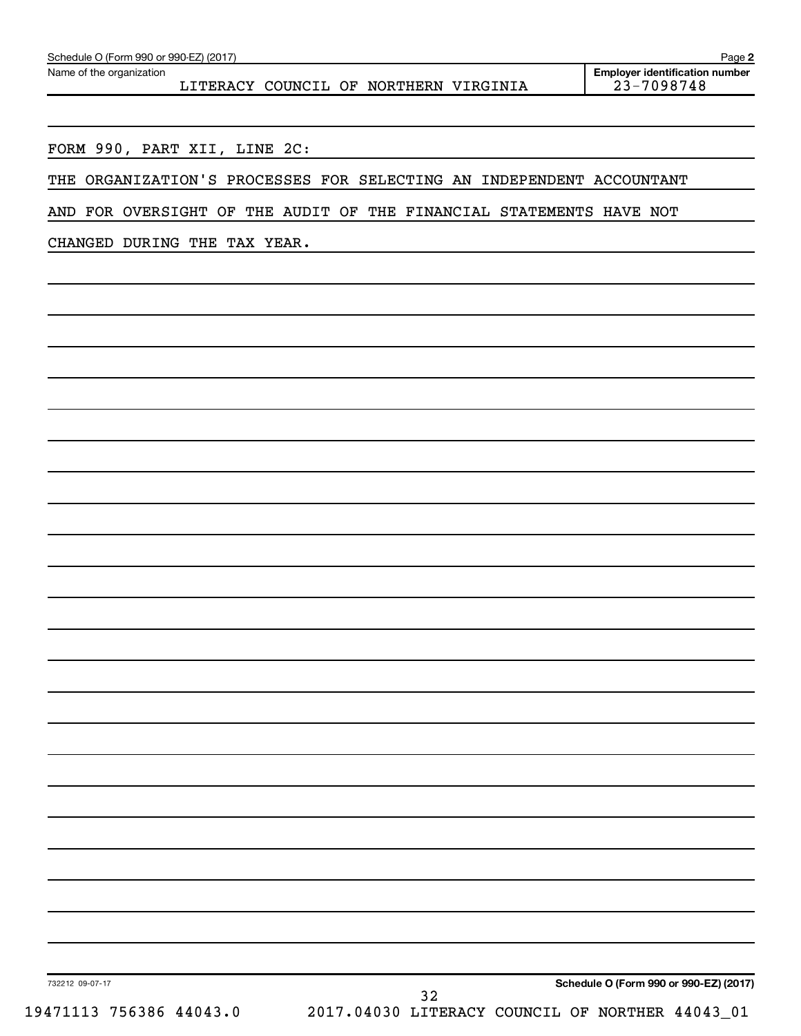Name of the organization: LITERACY COUNCIL OF NORTHERN VIRGINIA

Employer identification number: 23-7098748

FORM 990, PART XII, LINE 2C:

THE ORGANIZATION'S PROCESSES FOR SELECTING AN INDEPENDENT ACCOUNTANT AND FOR OVERSIGHT OF THE AUDIT OF THE FINANCIAL STATEMENTS HAVE NOT CHANGED DURING THE TAX YEAR.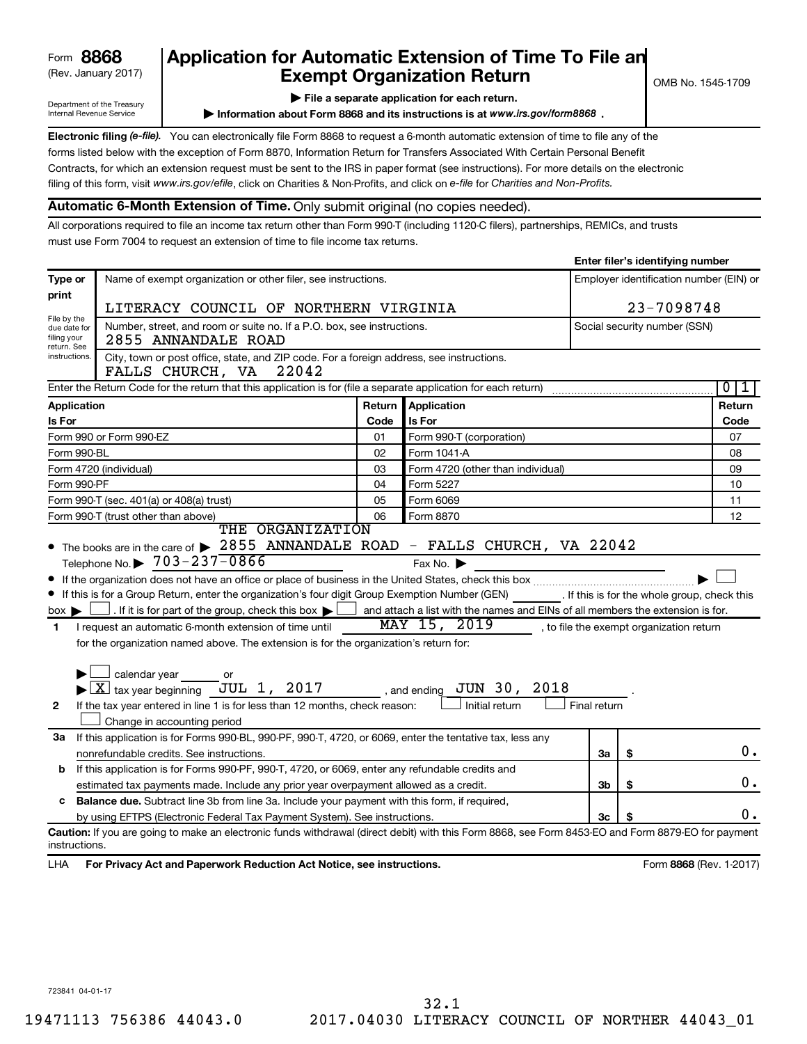Form **8868**
(Rev. January 2017)

Department of the Treasury
Internal Revenue Service

# Application for Automatic Extension of Time To File an Exempt Organization Return

OMB No. 1545-1709

▶ File a separate application for each return.

▶ Information about Form 8868 and its instructions is at *www.irs.gov/form8868*.

**Electronic filing *(e-file)*.** You can electronically file Form 8868 to request a 6-month automatic extension of time to file any of the forms listed below with the exception of Form 8870, Information Return for Transfers Associated With Certain Personal Benefit Contracts, for which an extension request must be sent to the IRS in paper format (see instructions). For more details on the electronic filing of this form, visit *www.irs.gov/efile*, click on Charities & Non-Profits, and click on *e-file* for *Charities and Non-Profits.*

## Automatic 6-Month Extension of Time. Only submit original (no copies needed).

All corporations required to file an income tax return other than Form 990-T (including 1120-C filers), partnerships, REMICs, and trusts must use Form 7004 to request an extension of time to file income tax returns.

**Enter filer's identifying number**

**Type or print**

File by the due date for filing your return. See instructions.

Name of exempt organization or other filer, see instructions.
LITERACY COUNCIL OF NORTHERN VIRGINIA

Employer identification number (EIN) or
23-7098748

Number, street, and room or suite no. If a P.O. box, see instructions.
2855 ANNANDALE ROAD

Social security number (SSN)

City, town or post office, state, and ZIP code. For a foreign address, see instructions.
FALLS CHURCH, VA 22042

Enter the Return Code for the return that this application is for (file a separate application for each return) 0 1

| Application Is For | Return Code | Application Is For | Return Code |
|---|---|---|---|
| Form 990 or Form 990-EZ | 01 | Form 990-T (corporation) | 07 |
| Form 990-BL | 02 | Form 1041-A | 08 |
| Form 4720 (individual) | 03 | Form 4720 (other than individual) | 09 |
| Form 990-PF | 04 | Form 5227 | 10 |
| Form 990-T (sec. 401(a) or 408(a) trust) | 05 | Form 6069 | 11 |
| Form 990-T (trust other than above) | 06 | Form 8870 | 12 |

- The books are in the care of ▶ THE ORGANIZATION 2855 ANNANDALE ROAD - FALLS CHURCH, VA 22042

  Telephone No. ▶ 703-237-0866 Fax No. ▶
- If the organization does not have an office or place of business in the United States, check this box ▶ ☐
- If this is for a Group Return, enter the organization's four digit Group Exemption Number (GEN) ______. If this is for the whole group, check this box ▶ ☐. If it is for part of the group, check this box ▶ ☐ and attach a list with the names and EINs of all members the extension is for.

**1** I request an automatic 6-month extension of time until MAY 15, 2019, to file the exempt organization return for the organization named above. The extension is for the organization's return for:

▶ ☐ calendar year ______ or
▶ ☒ tax year beginning JUL 1, 2017, and ending JUN 30, 2018.

**2** If the tax year entered in line 1 is for less than 12 months, check reason: ☐ Initial return ☐ Final return
☐ Change in accounting period

| | | | |
|---|---|---|---|
| **3a** If this application is for Forms 990-BL, 990-PF, 990-T, 4720, or 6069, enter the tentative tax, less any nonrefundable credits. See instructions. | **3a** | $ | 0. |
| **b** If this application is for Forms 990-PF, 990-T, 4720, or 6069, enter any refundable credits and estimated tax payments made. Include any prior year overpayment allowed as a credit. | **3b** | $ | 0. |
| **c** **Balance due.** Subtract line 3b from line 3a. Include your payment with this form, if required, by using EFTPS (Electronic Federal Tax Payment System). See instructions. | **3c** | $ | 0. |

**Caution:** If you are going to make an electronic funds withdrawal (direct debit) with this Form 8868, see Form 8453-EO and Form 8879-EO for payment instructions.

LHA **For Privacy Act and Paperwork Reduction Act Notice, see instructions.** Form **8868** (Rev. 1-2017)

723841 04-01-17

32.1
19471113 756386 44043.0 2017.04030 LITERACY COUNCIL OF NORTHER 44043_01